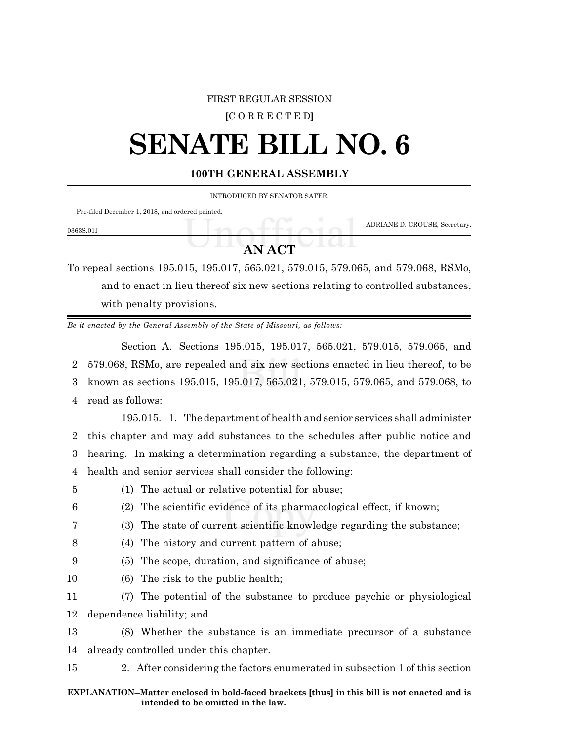FIRST REGULAR SESSION

[C O R R E C T E D]

# SENATE BILL NO. 6

## 100TH GENERAL ASSEMBLY

INTRODUCED BY SENATOR SATER.

Pre-filed December 1, 2018, and ordered printed.

ADRIANE D. CROUSE, Secretary.

0363S.01I

## AN ACT

To repeal sections 195.015, 195.017, 565.021, 579.015, 579.065, and 579.068, RSMo, and to enact in lieu thereof six new sections relating to controlled substances, with penalty provisions.

*Be it enacted by the General Assembly of the State of Missouri, as follows:*

Section A. Sections 195.015, 195.017, 565.021, 579.015, 579.065, and 579.068, RSMo, are repealed and six new sections enacted in lieu thereof, to be known as sections 195.015, 195.017, 565.021, 579.015, 579.065, and 579.068, to read as follows:

195.015. 1. The department of health and senior services shall administer this chapter and may add substances to the schedules after public notice and hearing. In making a determination regarding a substance, the department of health and senior services shall consider the following:

(1) The actual or relative potential for abuse;

(2) The scientific evidence of its pharmacological effect, if known;

(3) The state of current scientific knowledge regarding the substance;

(4) The history and current pattern of abuse;

(5) The scope, duration, and significance of abuse;

(6) The risk to the public health;

(7) The potential of the substance to produce psychic or physiological dependence liability; and

(8) Whether the substance is an immediate precursor of a substance already controlled under this chapter.

2. After considering the factors enumerated in subsection 1 of this section

**EXPLANATION–Matter enclosed in bold-faced brackets [thus] in this bill is not enacted and is intended to be omitted in the law.**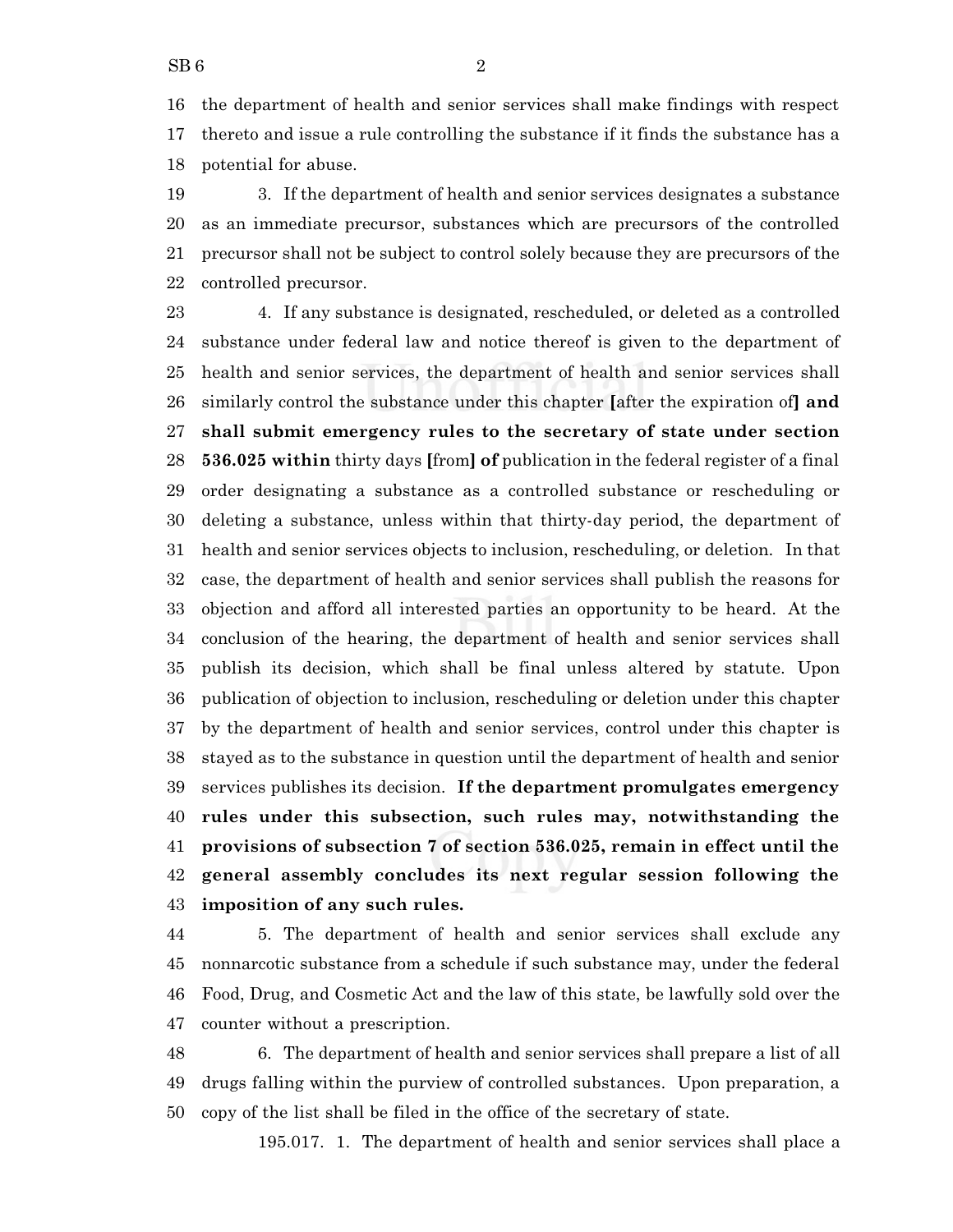the department of health and senior services shall make findings with respect thereto and issue a rule controlling the substance if it finds the substance has a potential for abuse.

3. If the department of health and senior services designates a substance as an immediate precursor, substances which are precursors of the controlled precursor shall not be subject to control solely because they are precursors of the controlled precursor.

4. If any substance is designated, rescheduled, or deleted as a controlled substance under federal law and notice thereof is given to the department of health and senior services, the department of health and senior services shall similarly control the substance under this chapter [after the expiration of] **and shall submit emergency rules to the secretary of state under section 536.025 within** thirty days [from] **of** publication in the federal register of a final order designating a substance as a controlled substance or rescheduling or deleting a substance, unless within that thirty-day period, the department of health and senior services objects to inclusion, rescheduling, or deletion. In that case, the department of health and senior services shall publish the reasons for objection and afford all interested parties an opportunity to be heard. At the conclusion of the hearing, the department of health and senior services shall publish its decision, which shall be final unless altered by statute. Upon publication of objection to inclusion, rescheduling or deletion under this chapter by the department of health and senior services, control under this chapter is stayed as to the substance in question until the department of health and senior services publishes its decision. **If the department promulgates emergency rules under this subsection, such rules may, notwithstanding the provisions of subsection 7 of section 536.025, remain in effect until the general assembly concludes its next regular session following the imposition of any such rules.**

5. The department of health and senior services shall exclude any nonnarcotic substance from a schedule if such substance may, under the federal Food, Drug, and Cosmetic Act and the law of this state, be lawfully sold over the counter without a prescription.

6. The department of health and senior services shall prepare a list of all drugs falling within the purview of controlled substances. Upon preparation, a copy of the list shall be filed in the office of the secretary of state.

195.017. 1. The department of health and senior services shall place a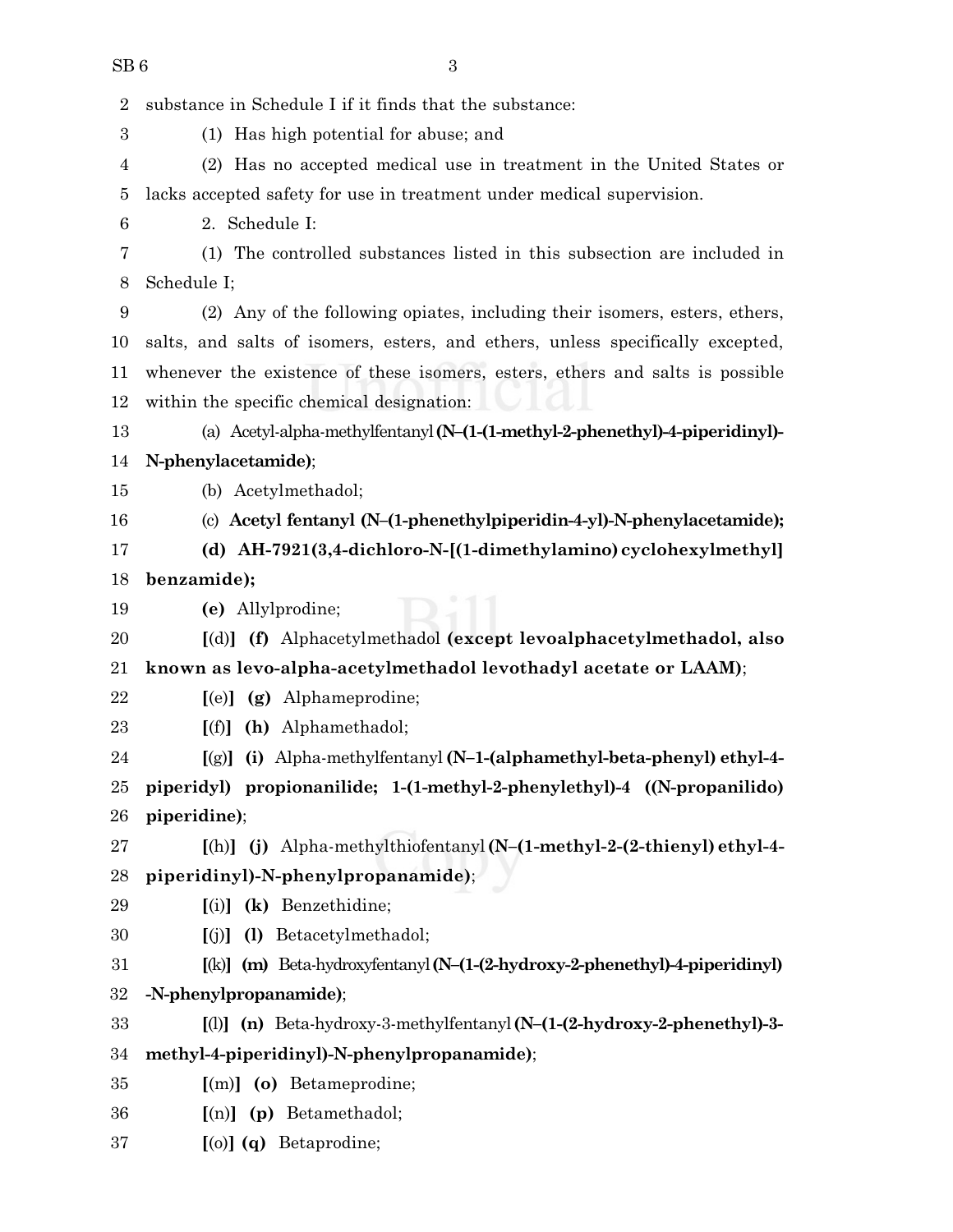substance in Schedule I if it finds that the substance:

(1) Has high potential for abuse; and

(2) Has no accepted medical use in treatment in the United States or lacks accepted safety for use in treatment under medical supervision.

2. Schedule I:

(1) The controlled substances listed in this subsection are included in Schedule I;

(2) Any of the following opiates, including their isomers, esters, ethers, salts, and salts of isomers, esters, and ethers, unless specifically excepted, whenever the existence of these isomers, esters, ethers and salts is possible within the specific chemical designation:

(a) Acetyl-alpha-methylfentanyl **(N–(1-(1-methyl-2-phenethyl)-4-piperidinyl)-N-phenylacetamide)**;

(b) Acetylmethadol;

(c) **Acetyl fentanyl (N–(1-phenethylpiperidin-4-yl)-N-phenylacetamide);**

**(d) AH-7921(3,4-dichloro-N-[(1-dimethylamino) cyclohexylmethyl] benzamide);**

**(e)** Allylprodine;

**[**(d)**]** **(f)** Alphacetylmethadol **(except levoalphacetylmethadol, also known as levo-alpha-acetylmethadol levothadyl acetate or LAAM)**;

**[**(e)**]** **(g)** Alphameprodine;

**[**(f)**]** **(h)** Alphamethadol;

**[**(g)**]** **(i)** Alpha-methylfentanyl **(N–1-(alphamethyl-beta-phenyl) ethyl-4-piperidyl) propionanilide; 1-(1-methyl-2-phenylethyl)-4 ((N-propanilido) piperidine)**;

**[**(h)**]** **(j)** Alpha-methylthiofentanyl **(N–(1-methyl-2-(2-thienyl) ethyl-4-piperidinyl)-N-phenylpropanamide)**;

**[**(i)**]** **(k)** Benzethidine;

**[**(j)**]** **(l)** Betacetylmethadol;

**[**(k)**]** **(m)** Beta-hydroxyfentanyl **(N–(1-(2-hydroxy-2-phenethyl)-4-piperidinyl) -N-phenylpropanamide)**;

**[**(l)**]** **(n)** Beta-hydroxy-3-methylfentanyl **(N–(1-(2-hydroxy-2-phenethyl)-3-methyl-4-piperidinyl)-N-phenylpropanamide)**;

**[**(m)**]** **(o)** Betameprodine;

**[**(n)**]** **(p)** Betamethadol;

**[**(o)**]** **(q)** Betaprodine;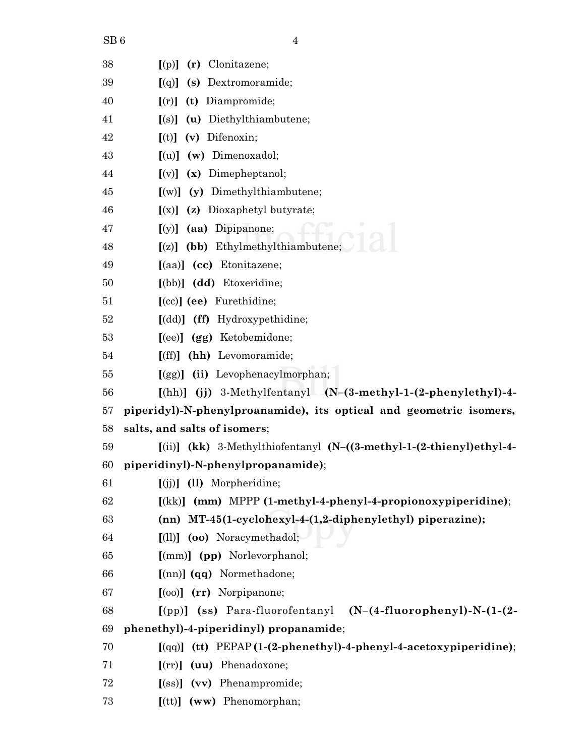38 [(p)] **(r)** Clonitazene;

39 [(q)] **(s)** Dextromoramide;

40 [(r)] **(t)** Diampromide;

41 [(s)] **(u)** Diethylthiambutene;

42 [(t)] **(v)** Difenoxin;

43 [(u)] **(w)** Dimenoxadol;

44 [(v)] **(x)** Dimepheptanol;

45 [(w)] **(y)** Dimethylthiambutene;

46 [(x)] **(z)** Dioxaphetyl butyrate;

47 [(y)] **(aa)** Dipipanone;

48 [(z)] **(bb)** Ethylmethylthiambutene;

49 [(aa)] **(cc)** Etonitazene;

50 [(bb)] **(dd)** Etoxeridine;

51 [(cc)] **(ee)** Furethidine;

52 [(dd)] **(ff)** Hydroxypethidine;

53 [(ee)] **(gg)** Ketobemidone;

54 [(ff)] **(hh)** Levomoramide;

55 [(gg)] **(ii)** Levophenacylmorphan;

56 [(hh)] **(jj)** 3-Methylfentanyl **(N–(3-methyl-1-(2-phenylethyl)-4-**
57 **piperidyl)-N-phenylproanamide), its optical and geometric isomers,**
58 **salts, and salts of isomers**;

59 [(ii)] **(kk)** 3-Methylthiofentanyl **(N–((3-methyl-1-(2-thienyl)ethyl-4-**
60 **piperidinyl)-N-phenylpropanamide)**;

61 [(jj)] **(ll)** Morpheridine;

62 [(kk)] **(mm)** MPPP **(1-methyl-4-phenyl-4-propionoxypiperidine)**;

63 **(nn) MT-45(1-cyclohexyl-4-(1,2-diphenylethyl) piperazine);**

64 [(ll)] **(oo)** Noracymethadol;

65 [(mm)] **(pp)** Norlevorphanol;

66 [(nn)] **(qq)** Normethadone;

67 [(oo)] **(rr)** Norpipanone;

68 [(pp)] **(ss)** Para-fluorofentanyl **(N–(4-fluorophenyl)-N-(1-(2-**
69 **phenethyl)-4-piperidinyl) propanamide**;

70 [(qq)] **(tt)** PEPAP **(1-(2-phenethyl)-4-phenyl-4-acetoxypiperidine)**;

71 [(rr)] **(uu)** Phenadoxone;

72 [(ss)] **(vv)** Phenampromide;

73 [(tt)] **(ww)** Phenomorphan;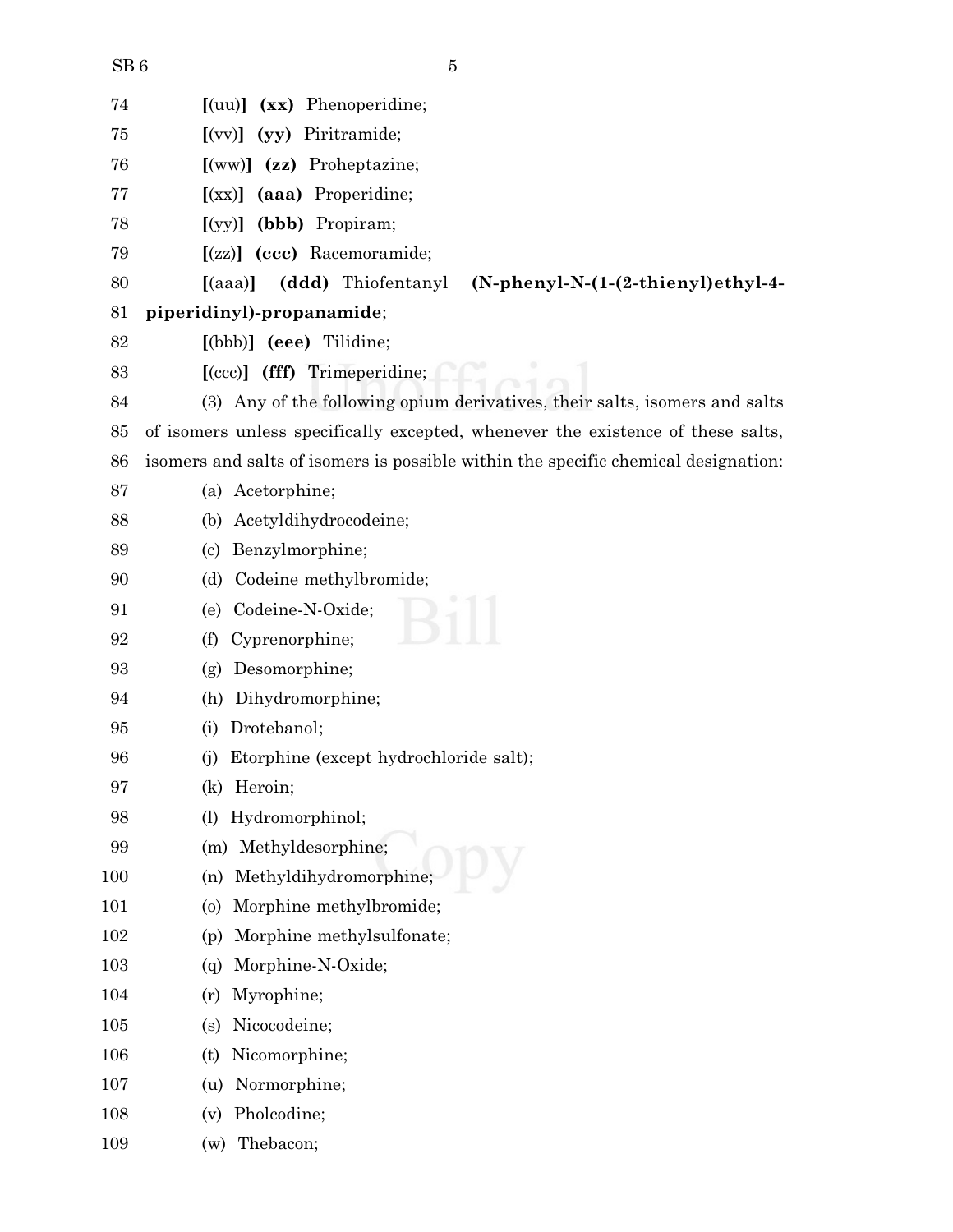74 [(uu)] **(xx)** Phenoperidine;

75 [(vv)] **(yy)** Piritramide;

76 [(ww)] **(zz)** Proheptazine;

77 [(xx)] **(aaa)** Properidine;

78 [(yy)] **(bbb)** Propiram;

79 [(zz)] **(ccc)** Racemoramide;

80 [(aaa)] **(ddd)** Thiofentanyl **(N-phenyl-N-(1-(2-thienyl)ethyl-4-**
81 **piperidinyl)-propanamide**;

82 [(bbb)] **(eee)** Tilidine;

83 [(ccc)] **(fff)** Trimeperidine;

84 (3) Any of the following opium derivatives, their salts, isomers and salts
85 of isomers unless specifically excepted, whenever the existence of these salts,
86 isomers and salts of isomers is possible within the specific chemical designation:

87 (a) Acetorphine;

88 (b) Acetyldihydrocodeine;

89 (c) Benzylmorphine;

90 (d) Codeine methylbromide;

91 (e) Codeine-N-Oxide;

92 (f) Cyprenorphine;

93 (g) Desomorphine;

94 (h) Dihydromorphine;

95 (i) Drotebanol;

96 (j) Etorphine (except hydrochloride salt);

97 (k) Heroin;

98 (l) Hydromorphinol;

99 (m) Methyldesorphine;

100 (n) Methyldihydromorphine;

101 (o) Morphine methylbromide;

102 (p) Morphine methylsulfonate;

103 (q) Morphine-N-Oxide;

104 (r) Myrophine;

105 (s) Nicocodeine;

106 (t) Nicomorphine;

107 (u) Normorphine;

108 (v) Pholcodine;

109 (w) Thebacon;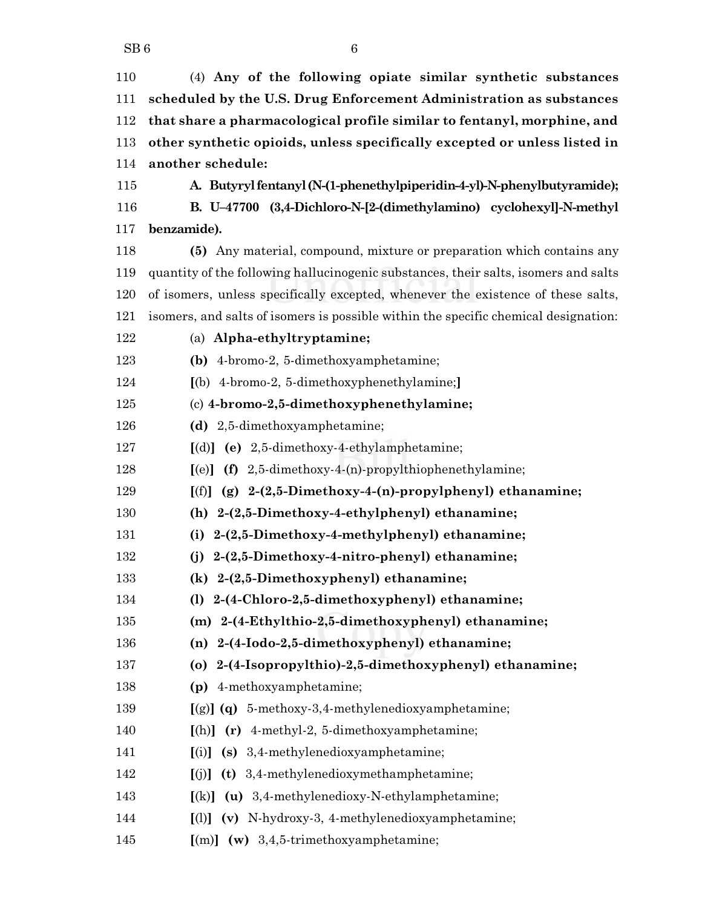110 (4) **Any of the following opiate similar synthetic substances**
111 **scheduled by the U.S. Drug Enforcement Administration as substances**
112 **that share a pharmacological profile similar to fentanyl, morphine, and**
113 **other synthetic opioids, unless specifically excepted or unless listed in**
114 **another schedule:**

115 **A. Butyryl fentanyl (N-(1-phenethylpiperidin-4-yl)-N-phenylbutyramide);**

116 **B. U–47700 (3,4-Dichloro-N-[2-(dimethylamino) cyclohexyl]-N-methyl**
117 **benzamide).**

118 **(5)** Any material, compound, mixture or preparation which contains any
119 quantity of the following hallucinogenic substances, their salts, isomers and salts
120 of isomers, unless specifically excepted, whenever the existence of these salts,
121 isomers, and salts of isomers is possible within the specific chemical designation:

122 (a) **Alpha-ethyltryptamine;**

123 **(b)** 4-bromo-2, 5-dimethoxyamphetamine;

124 [(b) 4-bromo-2, 5-dimethoxyphenethylamine;]

125 (c) **4-bromo-2,5-dimethoxyphenethylamine;**

126 **(d)** 2,5-dimethoxyamphetamine;

127 [(d)] **(e)** 2,5-dimethoxy-4-ethylamphetamine;

128 [(e)] **(f)** 2,5-dimethoxy-4-(n)-propylthiophenethylamine;

129 [(f)] **(g) 2-(2,5-Dimethoxy-4-(n)-propylphenyl) ethanamine;**

130 **(h) 2-(2,5-Dimethoxy-4-ethylphenyl) ethanamine;**

131 **(i) 2-(2,5-Dimethoxy-4-methylphenyl) ethanamine;**

132 **(j) 2-(2,5-Dimethoxy-4-nitro-phenyl) ethanamine;**

133 **(k) 2-(2,5-Dimethoxyphenyl) ethanamine;**

134 **(l) 2-(4-Chloro-2,5-dimethoxyphenyl) ethanamine;**

135 **(m) 2-(4-Ethylthio-2,5-dimethoxyphenyl) ethanamine;**

136 **(n) 2-(4-Iodo-2,5-dimethoxyphenyl) ethanamine;**

137 **(o) 2-(4-Isopropylthio)-2,5-dimethoxyphenyl) ethanamine;**

138 **(p)** 4-methoxyamphetamine;

139 [(g)] **(q)** 5-methoxy-3,4-methylenedioxyamphetamine;

140 [(h)] **(r)** 4-methyl-2, 5-dimethoxyamphetamine;

141 [(i)] **(s)** 3,4-methylenedioxyamphetamine;

142 [(j)] **(t)** 3,4-methylenedioxymethamphetamine;

143 [(k)] **(u)** 3,4-methylenedioxy-N-ethylamphetamine;

144 [(l)] **(v)** N-hydroxy-3, 4-methylenedioxyamphetamine;

145 [(m)] **(w)** 3,4,5-trimethoxyamphetamine;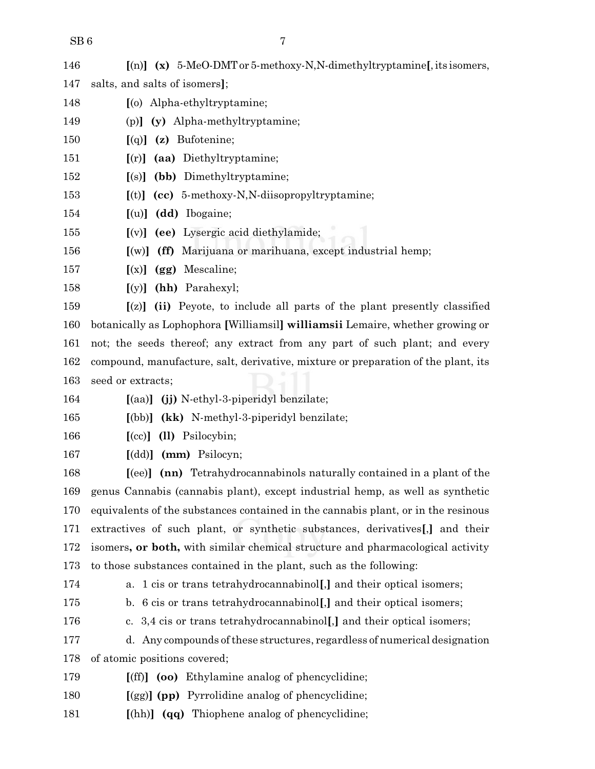146 [(n)] **(x)** 5-MeO-DMT or 5-methoxy-N,N-dimethyltryptamine[, its isomers,
147 salts, and salts of isomers];

148 [(o) Alpha-ethyltryptamine;

149 (p)] **(y)** Alpha-methyltryptamine;

150 [(q)] **(z)** Bufotenine;

151 [(r)] **(aa)** Diethyltryptamine;

152 [(s)] **(bb)** Dimethyltryptamine;

153 [(t)] **(cc)** 5-methoxy-N,N-diisopropyltryptamine;

154 [(u)] **(dd)** Ibogaine;

155 [(v)] **(ee)** Lysergic acid diethylamide;

156 [(w)] **(ff)** Marijuana or marihuana, except industrial hemp;

157 [(x)] **(gg)** Mescaline;

158 [(y)] **(hh)** Parahexyl;

159 [(z)] **(ii)** Peyote, to include all parts of the plant presently classified
160 botanically as Lophophora [Williamsil] **williamsii** Lemaire, whether growing or
161 not; the seeds thereof; any extract from any part of such plant; and every
162 compound, manufacture, salt, derivative, mixture or preparation of the plant, its
163 seed or extracts;

164 [(aa)] **(jj)** N-ethyl-3-piperidyl benzilate;

165 [(bb)] **(kk)** N-methyl-3-piperidyl benzilate;

166 [(cc)] **(ll)** Psilocybin;

167 [(dd)] **(mm)** Psilocyn;

168 [(ee)] **(nn)** Tetrahydrocannabinols naturally contained in a plant of the
169 genus Cannabis (cannabis plant), except industrial hemp, as well as synthetic
170 equivalents of the substances contained in the cannabis plant, or in the resinous
171 extractives of such plant, or synthetic substances, derivatives[,] and their
172 isomers**, or both,** with similar chemical structure and pharmacological activity
173 to those substances contained in the plant, such as the following:

174 a. 1 cis or trans tetrahydrocannabinol[,] and their optical isomers;

175 b. 6 cis or trans tetrahydrocannabinol[,] and their optical isomers;

176 c. 3,4 cis or trans tetrahydrocannabinol[,] and their optical isomers;

177 d. Any compounds of these structures, regardless of numerical designation
178 of atomic positions covered;

179 [(ff)] **(oo)** Ethylamine analog of phencyclidine;

180 [(gg)] **(pp)** Pyrrolidine analog of phencyclidine;

181 [(hh)] **(qq)** Thiophene analog of phencyclidine;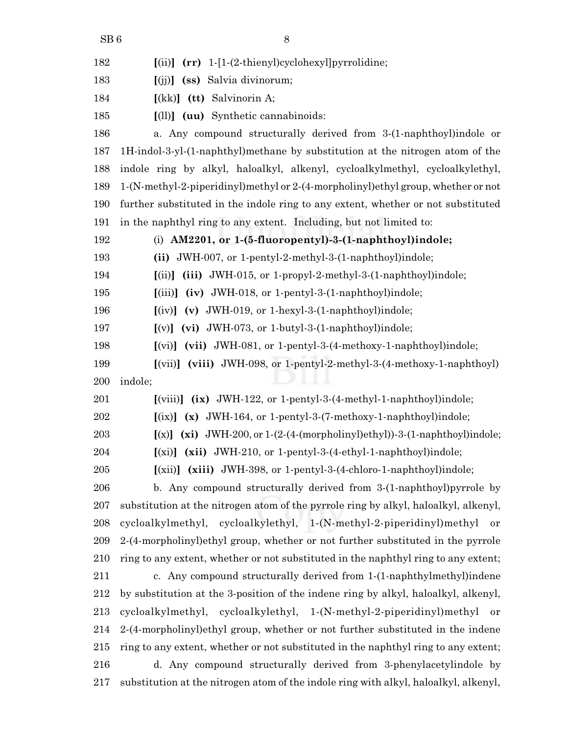182 [(ii)] **(rr)** 1-[1-(2-thienyl)cyclohexyl]pyrrolidine;

183 [(jj)] **(ss)** Salvia divinorum;

184 [(kk)] **(tt)** Salvinorin A;

185 [(ll)] **(uu)** Synthetic cannabinoids:

186 a. Any compound structurally derived from 3-(1-naphthoyl)indole or
187 1H-indol-3-yl-(1-naphthyl)methane by substitution at the nitrogen atom of the
188 indole ring by alkyl, haloalkyl, alkenyl, cycloalkylmethyl, cycloalkylethyl,
189 1-(N-methyl-2-piperidinyl)methyl or 2-(4-morpholinyl)ethyl group, whether or not
190 further substituted in the indole ring to any extent, whether or not substituted
191 in the naphthyl ring to any extent. Including, but not limited to:

192 (i) **AM2201, or 1-(5-fluoropentyl)-3-(1-naphthoyl)indole;**

193 **(ii)** JWH-007, or 1-pentyl-2-methyl-3-(1-naphthoyl)indole;

194 [(ii)] **(iii)** JWH-015, or 1-propyl-2-methyl-3-(1-naphthoyl)indole;

195 [(iii)] **(iv)** JWH-018, or 1-pentyl-3-(1-naphthoyl)indole;

196 [(iv)] **(v)** JWH-019, or 1-hexyl-3-(1-naphthoyl)indole;

197 [(v)] **(vi)** JWH-073, or 1-butyl-3-(1-naphthoyl)indole;

198 [(vi)] **(vii)** JWH-081, or 1-pentyl-3-(4-methoxy-1-naphthoyl)indole;

199 [(vii)] **(viii)** JWH-098, or 1-pentyl-2-methyl-3-(4-methoxy-1-naphthoyl)
200 indole;

201 [(viii)] **(ix)** JWH-122, or 1-pentyl-3-(4-methyl-1-naphthoyl)indole;

202 [(ix)] **(x)** JWH-164, or 1-pentyl-3-(7-methoxy-1-naphthoyl)indole;

203 [(x)] **(xi)** JWH-200, or 1-(2-(4-(morpholinyl)ethyl))-3-(1-naphthoyl)indole;

204 [(xi)] **(xii)** JWH-210, or 1-pentyl-3-(4-ethyl-1-naphthoyl)indole;

205 [(xii)] **(xiii)** JWH-398, or 1-pentyl-3-(4-chloro-1-naphthoyl)indole;

206 b. Any compound structurally derived from 3-(1-naphthoyl)pyrrole by
207 substitution at the nitrogen atom of the pyrrole ring by alkyl, haloalkyl, alkenyl,
208 cycloalkylmethyl, cycloalkylethyl, 1-(N-methyl-2-piperidinyl)methyl or
209 2-(4-morpholinyl)ethyl group, whether or not further substituted in the pyrrole
210 ring to any extent, whether or not substituted in the naphthyl ring to any extent;

211 c. Any compound structurally derived from 1-(1-naphthylmethyl)indene
212 by substitution at the 3-position of the indene ring by alkyl, haloalkyl, alkenyl,
213 cycloalkylmethyl, cycloalkylethyl, 1-(N-methyl-2-piperidinyl)methyl or
214 2-(4-morpholinyl)ethyl group, whether or not further substituted in the indene
215 ring to any extent, whether or not substituted in the naphthyl ring to any extent;

216 d. Any compound structurally derived from 3-phenylacetylindole by
217 substitution at the nitrogen atom of the indole ring with alkyl, haloalkyl, alkenyl,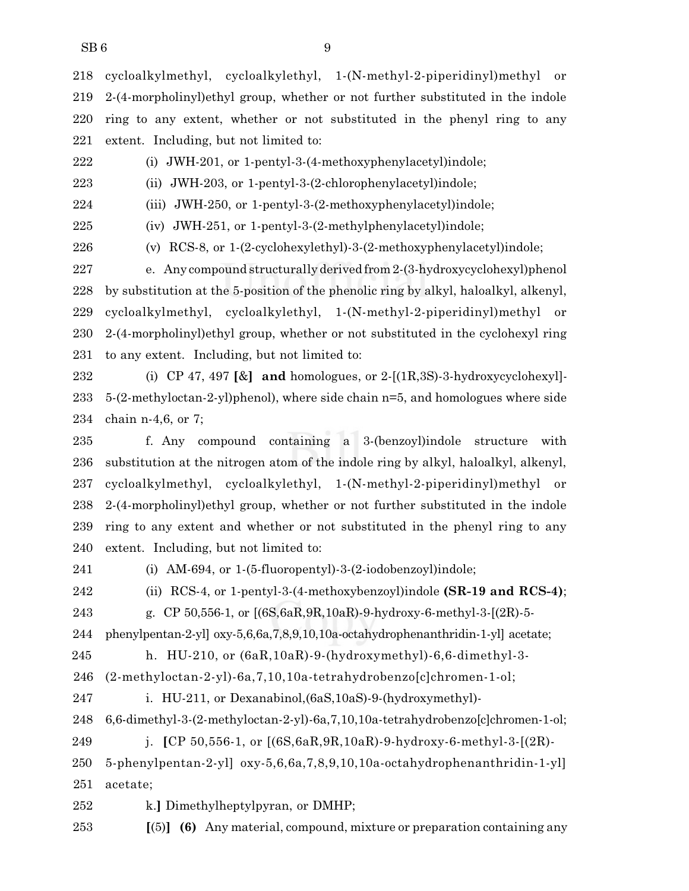218 cycloalkylmethyl, cycloalkylethyl, 1-(N-methyl-2-piperidinyl)methyl or
219 2-(4-morpholinyl)ethyl group, whether or not further substituted in the indole
220 ring to any extent, whether or not substituted in the phenyl ring to any
221 extent. Including, but not limited to:

222 (i) JWH-201, or 1-pentyl-3-(4-methoxyphenylacetyl)indole;

223 (ii) JWH-203, or 1-pentyl-3-(2-chlorophenylacetyl)indole;

224 (iii) JWH-250, or 1-pentyl-3-(2-methoxyphenylacetyl)indole;

225 (iv) JWH-251, or 1-pentyl-3-(2-methylphenylacetyl)indole;

226 (v) RCS-8, or 1-(2-cyclohexylethyl)-3-(2-methoxyphenylacetyl)indole;

227 e. Any compound structurally derived from 2-(3-hydroxycyclohexyl)phenol
228 by substitution at the 5-position of the phenolic ring by alkyl, haloalkyl, alkenyl,
229 cycloalkylmethyl, cycloalkylethyl, 1-(N-methyl-2-piperidinyl)methyl or
230 2-(4-morpholinyl)ethyl group, whether or not substituted in the cyclohexyl ring
231 to any extent. Including, but not limited to:

232 (i) CP 47, 497 [&] **and** homologues, or 2-[(1R,3S)-3-hydroxycyclohexyl]-
233 5-(2-methyloctan-2-yl)phenol), where side chain n=5, and homologues where side
234 chain n-4,6, or 7;

235 f. Any compound containing a 3-(benzoyl)indole structure with
236 substitution at the nitrogen atom of the indole ring by alkyl, haloalkyl, alkenyl,
237 cycloalkylmethyl, cycloalkylethyl, 1-(N-methyl-2-piperidinyl)methyl or
238 2-(4-morpholinyl)ethyl group, whether or not further substituted in the indole
239 ring to any extent and whether or not substituted in the phenyl ring to any
240 extent. Including, but not limited to:

241 (i) AM-694, or 1-(5-fluoropentyl)-3-(2-iodobenzoyl)indole;

242 (ii) RCS-4, or 1-pentyl-3-(4-methoxybenzoyl)indole **(SR-19 and RCS-4)**;

243 g. CP 50,556-1, or [(6S,6aR,9R,10aR)-9-hydroxy-6-methyl-3-[(2R)-5-
244 phenylpentan-2-yl] oxy-5,6,6a,7,8,9,10,10a-octahydrophenanthridin-1-yl] acetate;

245 h. HU-210, or (6aR,10aR)-9-(hydroxymethyl)-6,6-dimethyl-3-
246 (2-methyloctan-2-yl)-6a,7,10,10a-tetrahydrobenzo[c]chromen-1-ol;

247 i. HU-211, or Dexanabinol,(6aS,10aS)-9-(hydroxymethyl)-
248 6,6-dimethyl-3-(2-methyloctan-2-yl)-6a,7,10,10a-tetrahydrobenzo[c]chromen-1-ol;

249 j. [CP 50,556-1, or [(6S,6aR,9R,10aR)-9-hydroxy-6-methyl-3-[(2R)-
250 5-phenylpentan-2-yl] oxy-5,6,6a,7,8,9,10,10a-octahydrophenanthridin-1-yl]
251 acetate;

252 k.] Dimethylheptylpyran, or DMHP;

253 [(5)] **(6)** Any material, compound, mixture or preparation containing any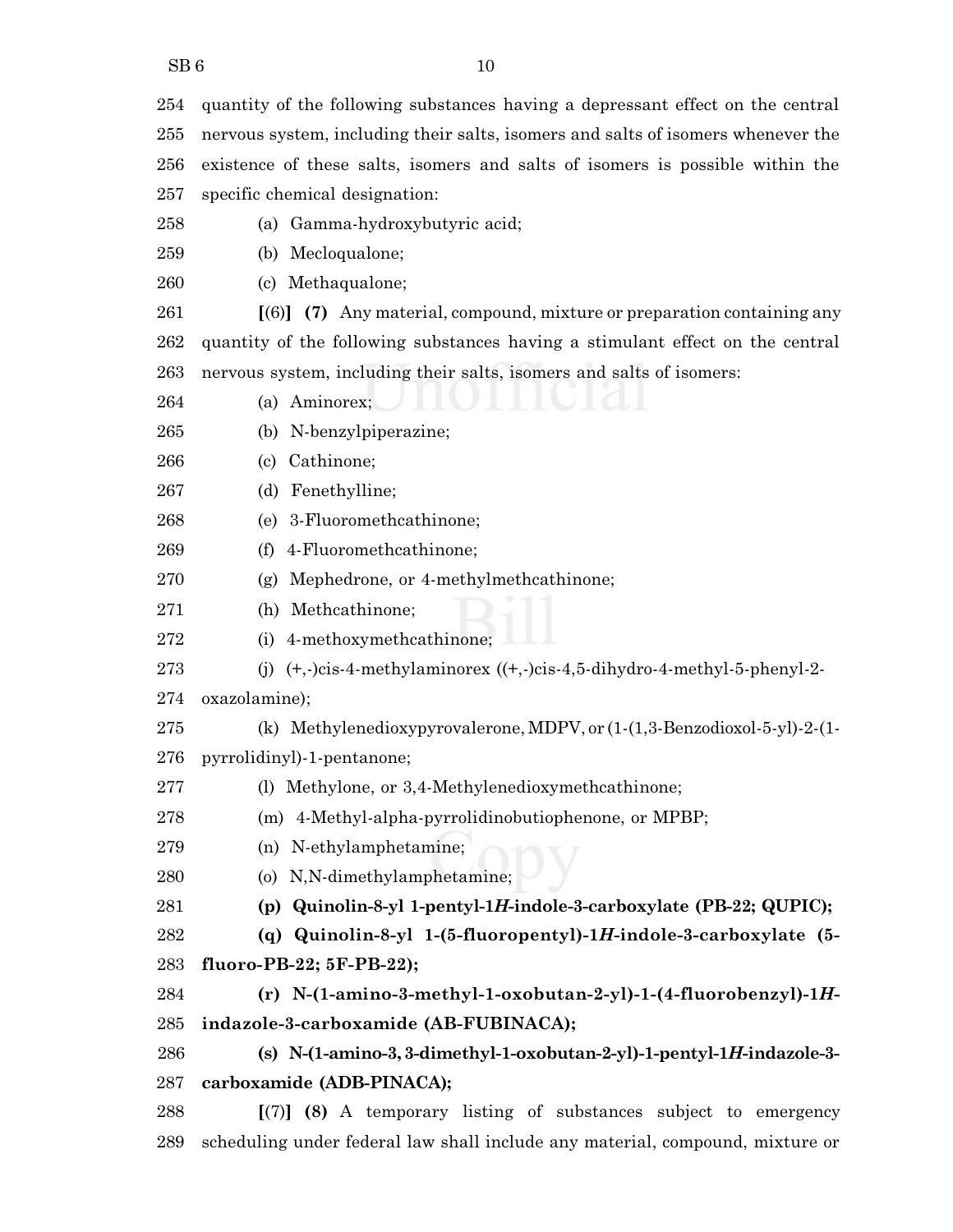254 quantity of the following substances having a depressant effect on the central
255 nervous system, including their salts, isomers and salts of isomers whenever the
256 existence of these salts, isomers and salts of isomers is possible within the
257 specific chemical designation:

258 (a) Gamma-hydroxybutyric acid;

259 (b) Mecloqualone;

260 (c) Methaqualone;

261 **[**(6)**] (7)** Any material, compound, mixture or preparation containing any
262 quantity of the following substances having a stimulant effect on the central
263 nervous system, including their salts, isomers and salts of isomers:

264 (a) Aminorex;

265 (b) N-benzylpiperazine;

266 (c) Cathinone;

267 (d) Fenethylline;

268 (e) 3-Fluoromethcathinone;

269 (f) 4-Fluoromethcathinone;

270 (g) Mephedrone, or 4-methylmethcathinone;

271 (h) Methcathinone;

272 (i) 4-methoxymethcathinone;

273 (j) (+,-)cis-4-methylaminorex ((+,-)cis-4,5-dihydro-4-methyl-5-phenyl-2-
274 oxazolamine);

275 (k) Methylenedioxypyrovalerone, MDPV, or (1-(1,3-Benzodioxol-5-yl)-2-(1-
276 pyrrolidinyl)-1-pentanone;

277 (l) Methylone, or 3,4-Methylenedioxymethcathinone;

278 (m) 4-Methyl-alpha-pyrrolidinobutiophenone, or MPBP;

279 (n) N-ethylamphetamine;

280 (o) N,N-dimethylamphetamine;

281 **(p) Quinolin-8-yl 1-pentyl-1*H*-indole-3-carboxylate (PB-22; QUPIC);**

282 **(q) Quinolin-8-yl 1-(5-fluoropentyl)-1*H*-indole-3-carboxylate (5-**
283 **fluoro-PB-22; 5F-PB-22);**

284 **(r) N-(1-amino-3-methyl-1-oxobutan-2-yl)-1-(4-fluorobenzyl)-1*H*-**
285 **indazole-3-carboxamide (AB-FUBINACA);**

286 **(s) N-(1-amino-3, 3-dimethyl-1-oxobutan-2-yl)-1-pentyl-1*H*-indazole-3-**
287 **carboxamide (ADB-PINACA);**

288 **[**(7)**] (8)** A temporary listing of substances subject to emergency
289 scheduling under federal law shall include any material, compound, mixture or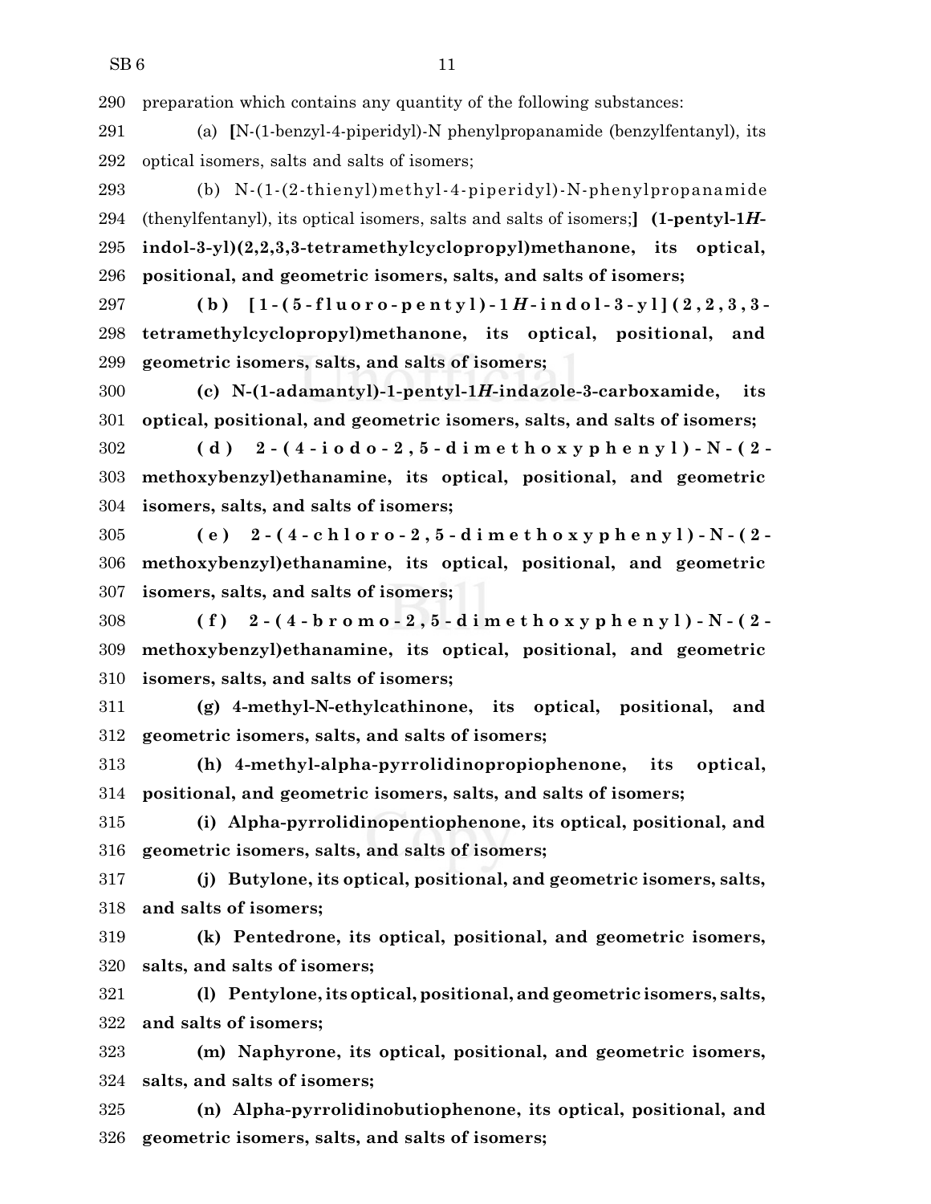290 preparation which contains any quantity of the following substances:

291 (a) [N-(1-benzyl-4-piperidyl)-N phenylpropanamide (benzylfentanyl), its

292 optical isomers, salts and salts of isomers;

293 (b) N-(1-(2-thienyl)methyl-4-piperidyl)-N-phenylpropanamide

294 (thenylfentanyl), its optical isomers, salts and salts of isomers;] **(1-pentyl-1*H*-**

295 **indol-3-yl)(2,2,3,3-tetramethylcyclopropyl)methanone, its optical,**

296 **positional, and geometric isomers, salts, and salts of isomers;**

297 **(b) [1-(5-fluoro-pentyl)-1*H*-indol-3-yl](2,2,3,3-**

298 **tetramethylcyclopropyl)methanone, its optical, positional, and**

299 **geometric isomers, salts, and salts of isomers;**

300 **(c) N-(1-adamantyl)-1-pentyl-1*H*-indazole-3-carboxamide, its**

301 **optical, positional, and geometric isomers, salts, and salts of isomers;**

302 **(d) 2-(4-iodo-2,5-dimethoxyphenyl)-N-(2-**

303 **methoxybenzyl)ethanamine, its optical, positional, and geometric**

304 **isomers, salts, and salts of isomers;**

305 **(e) 2-(4-chloro-2,5-dimethoxyphenyl)-N-(2-**

306 **methoxybenzyl)ethanamine, its optical, positional, and geometric**

307 **isomers, salts, and salts of isomers;**

308 **(f) 2-(4-bromo-2,5-dimethoxyphenyl)-N-(2-**

309 **methoxybenzyl)ethanamine, its optical, positional, and geometric**

310 **isomers, salts, and salts of isomers;**

311 **(g) 4-methyl-N-ethylcathinone, its optical, positional, and**

312 **geometric isomers, salts, and salts of isomers;**

313 **(h) 4-methyl-alpha-pyrrolidinopropiophenone, its optical,**

314 **positional, and geometric isomers, salts, and salts of isomers;**

315 **(i) Alpha-pyrrolidinopentiophenone, its optical, positional, and**

316 **geometric isomers, salts, and salts of isomers;**

317 **(j) Butylone, its optical, positional, and geometric isomers, salts,**

318 **and salts of isomers;**

319 **(k) Pentedrone, its optical, positional, and geometric isomers,**

320 **salts, and salts of isomers;**

321 **(l) Pentylone, its optical, positional, and geometric isomers, salts,**

322 **and salts of isomers;**

323 **(m) Naphyrone, its optical, positional, and geometric isomers,**

324 **salts, and salts of isomers;**

325 **(n) Alpha-pyrrolidinobutiophenone, its optical, positional, and**

326 **geometric isomers, salts, and salts of isomers;**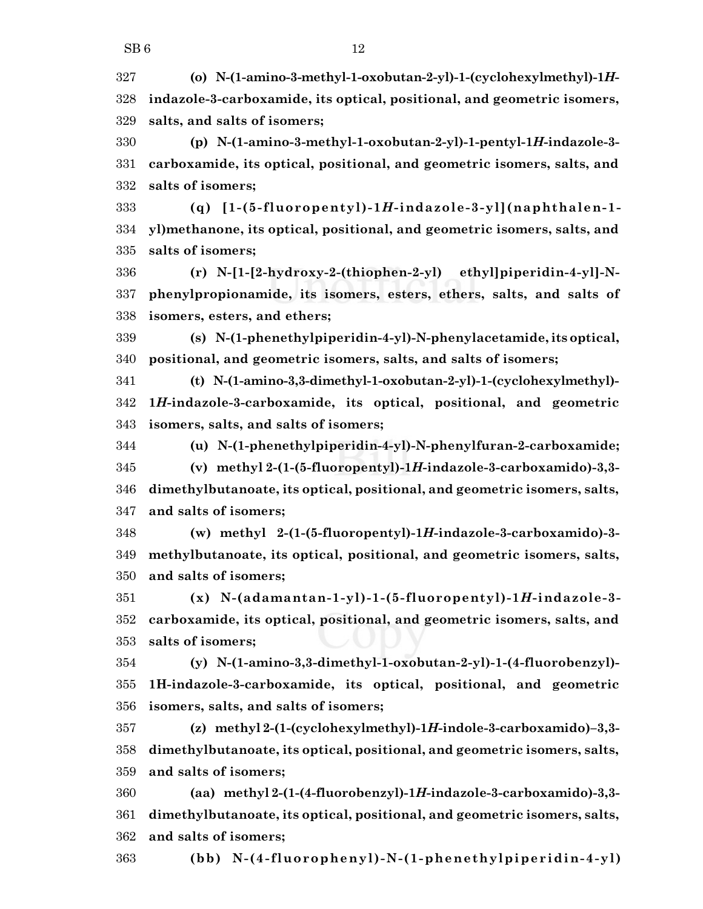**(o) N-(1-amino-3-methyl-1-oxobutan-2-yl)-1-(cyclohexylmethyl)-1*H*-indazole-3-carboxamide, its optical, positional, and geometric isomers, salts, and salts of isomers;**

**(p) N-(1-amino-3-methyl-1-oxobutan-2-yl)-1-pentyl-1*H*-indazole-3-carboxamide, its optical, positional, and geometric isomers, salts, and salts of isomers;**

**(q) [1-(5-fluoropentyl)-1*H*-indazole-3-yl](naphthalen-1-yl)methanone, its optical, positional, and geometric isomers, salts, and salts of isomers;**

**(r) N-[1-[2-hydroxy-2-(thiophen-2-yl) ethyl]piperidin-4-yl]-N-phenylpropionamide, its isomers, esters, ethers, salts, and salts of isomers, esters, and ethers;**

**(s) N-(1-phenethylpiperidin-4-yl)-N-phenylacetamide, its optical, positional, and geometric isomers, salts, and salts of isomers;**

**(t) N-(1-amino-3,3-dimethyl-1-oxobutan-2-yl)-1-(cyclohexylmethyl)-1*H*-indazole-3-carboxamide, its optical, positional, and geometric isomers, salts, and salts of isomers;**

**(u) N-(1-phenethylpiperidin-4-yl)-N-phenylfuran-2-carboxamide;**

**(v) methyl 2-(1-(5-fluoropentyl)-1*H*-indazole-3-carboxamido)-3,3-dimethylbutanoate, its optical, positional, and geometric isomers, salts, and salts of isomers;**

**(w) methyl 2-(1-(5-fluoropentyl)-1*H*-indazole-3-carboxamido)-3-methylbutanoate, its optical, positional, and geometric isomers, salts, and salts of isomers;**

**(x) N-(adamantan-1-yl)-1-(5-fluoropentyl)-1*H*-indazole-3-carboxamide, its optical, positional, and geometric isomers, salts, and salts of isomers;**

**(y) N-(1-amino-3,3-dimethyl-1-oxobutan-2-yl)-1-(4-fluorobenzyl)-1H-indazole-3-carboxamide, its optical, positional, and geometric isomers, salts, and salts of isomers;**

**(z) methyl 2-(1-(cyclohexylmethyl)-1*H*-indole-3-carboxamido)–3,3-dimethylbutanoate, its optical, positional, and geometric isomers, salts, and salts of isomers;**

**(aa) methyl 2-(1-(4-fluorobenzyl)-1*H*-indazole-3-carboxamido)-3,3-dimethylbutanoate, its optical, positional, and geometric isomers, salts, and salts of isomers;**

**(bb) N-(4-fluorophenyl)-N-(1-phenethylpiperidin-4-yl)**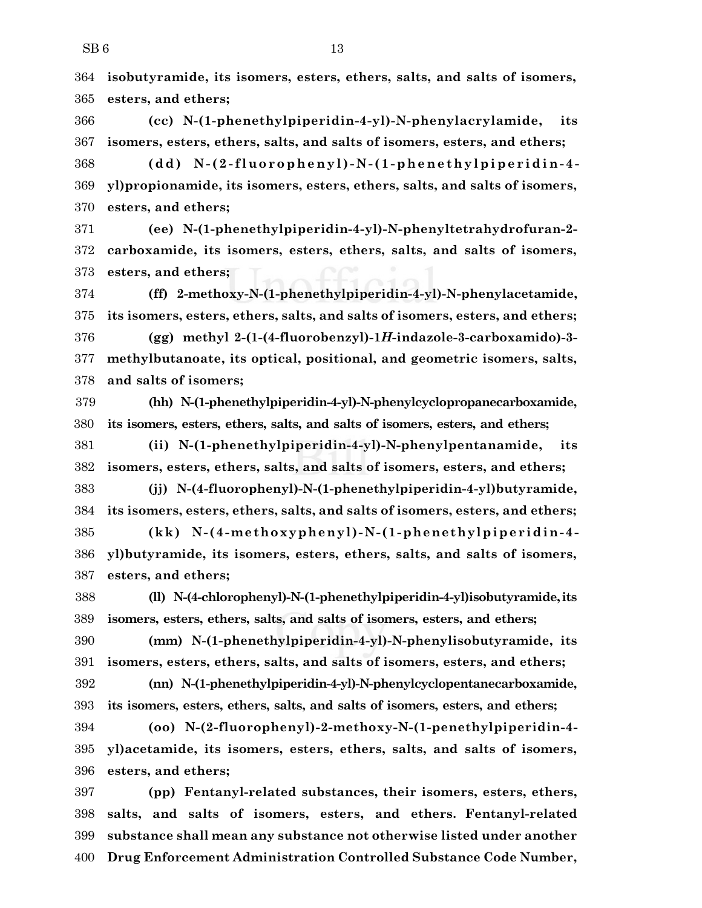**isobutyramide, its isomers, esters, ethers, salts, and salts of isomers, esters, and ethers;**

**(cc) N-(1-phenethylpiperidin-4-yl)-N-phenylacrylamide, its isomers, esters, ethers, salts, and salts of isomers, esters, and ethers;**

**(dd) N-(2-fluorophenyl)-N-(1-phenethylpiperidin-4-yl)propionamide, its isomers, esters, ethers, salts, and salts of isomers, esters, and ethers;**

**(ee) N-(1-phenethylpiperidin-4-yl)-N-phenyltetrahydrofuran-2-carboxamide, its isomers, esters, ethers, salts, and salts of isomers, esters, and ethers;**

**(ff) 2-methoxy-N-(1-phenethylpiperidin-4-yl)-N-phenylacetamide, its isomers, esters, ethers, salts, and salts of isomers, esters, and ethers;**

**(gg) methyl 2-(1-(4-fluorobenzyl)-1*H*-indazole-3-carboxamido)-3-methylbutanoate, its optical, positional, and geometric isomers, salts, and salts of isomers;**

**(hh) N-(1-phenethylpiperidin-4-yl)-N-phenylcyclopropanecarboxamide, its isomers, esters, ethers, salts, and salts of isomers, esters, and ethers;**

**(ii) N-(1-phenethylpiperidin-4-yl)-N-phenylpentanamide, its isomers, esters, ethers, salts, and salts of isomers, esters, and ethers;**

**(jj) N-(4-fluorophenyl)-N-(1-phenethylpiperidin-4-yl)butyramide, its isomers, esters, ethers, salts, and salts of isomers, esters, and ethers;**

**(kk) N-(4-methoxyphenyl)-N-(1-phenethylpiperidin-4-yl)butyramide, its isomers, esters, ethers, salts, and salts of isomers, esters, and ethers;**

**(ll) N-(4-chlorophenyl)-N-(1-phenethylpiperidin-4-yl)isobutyramide, its isomers, esters, ethers, salts, and salts of isomers, esters, and ethers;**

**(mm) N-(1-phenethylpiperidin-4-yl)-N-phenylisobutyramide, its isomers, esters, ethers, salts, and salts of isomers, esters, and ethers;**

**(nn) N-(1-phenethylpiperidin-4-yl)-N-phenylcyclopentanecarboxamide, its isomers, esters, ethers, salts, and salts of isomers, esters, and ethers;**

**(oo) N-(2-fluorophenyl)-2-methoxy-N-(1-penethylpiperidin-4-yl)acetamide, its isomers, esters, ethers, salts, and salts of isomers, esters, and ethers;**

**(pp) Fentanyl-related substances, their isomers, esters, ethers, salts, and salts of isomers, esters, and ethers. Fentanyl-related substance shall mean any substance not otherwise listed under another Drug Enforcement Administration Controlled Substance Code Number,**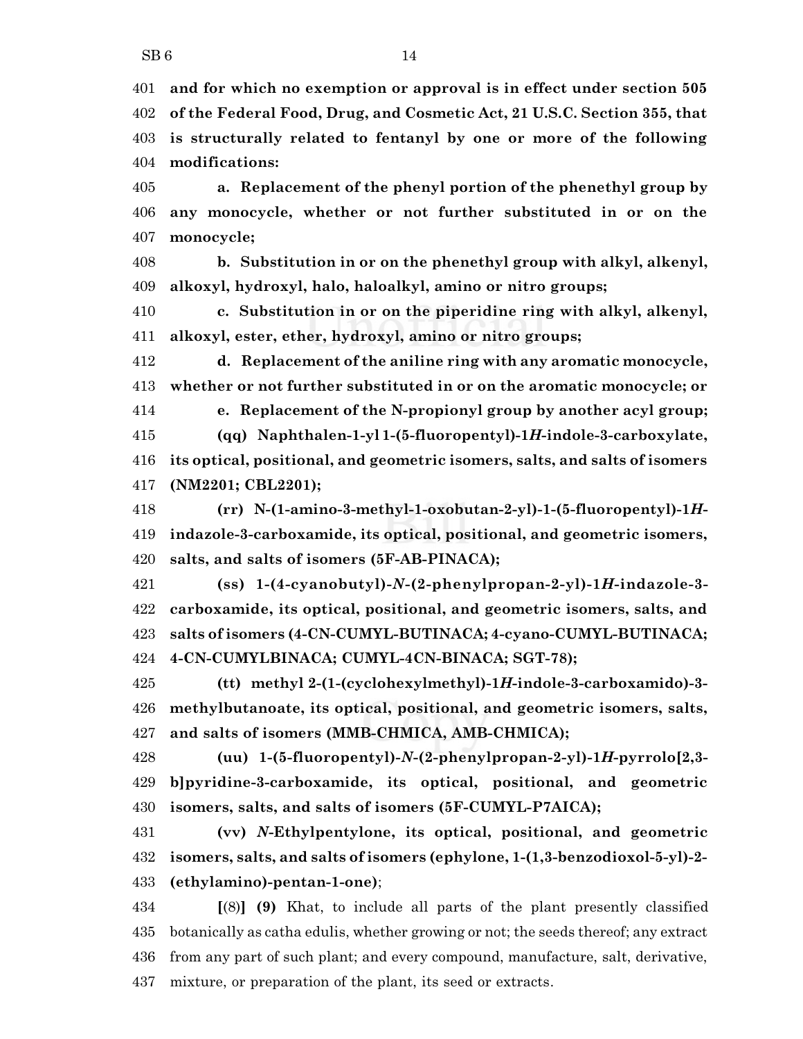**and for which no exemption or approval is in effect under section 505 of the Federal Food, Drug, and Cosmetic Act, 21 U.S.C. Section 355, that is structurally related to fentanyl by one or more of the following modifications:**

**a. Replacement of the phenyl portion of the phenethyl group by any monocycle, whether or not further substituted in or on the monocycle;**

**b. Substitution in or on the phenethyl group with alkyl, alkenyl, alkoxyl, hydroxyl, halo, haloalkyl, amino or nitro groups;**

**c. Substitution in or on the piperidine ring with alkyl, alkenyl, alkoxyl, ester, ether, hydroxyl, amino or nitro groups;**

**d. Replacement of the aniline ring with any aromatic monocycle, whether or not further substituted in or on the aromatic monocycle; or**

**e. Replacement of the N-propionyl group by another acyl group;**

**(qq) Naphthalen-1-yl 1-(5-fluoropentyl)-1*H*-indole-3-carboxylate, its optical, positional, and geometric isomers, salts, and salts of isomers (NM2201; CBL2201);**

**(rr) N-(1-amino-3-methyl-1-oxobutan-2-yl)-1-(5-fluoropentyl)-1*H*-indazole-3-carboxamide, its optical, positional, and geometric isomers, salts, and salts of isomers (5F-AB-PINACA);**

**(ss) 1-(4-cyanobutyl)-*N*-(2-phenylpropan-2-yl)-1*H*-indazole-3-carboxamide, its optical, positional, and geometric isomers, salts, and salts of isomers (4-CN-CUMYL-BUTINACA; 4-cyano-CUMYL-BUTINACA; 4-CN-CUMYLBINACA; CUMYL-4CN-BINACA; SGT-78);**

**(tt) methyl 2-(1-(cyclohexylmethyl)-1*H*-indole-3-carboxamido)-3-methylbutanoate, its optical, positional, and geometric isomers, salts, and salts of isomers (MMB-CHMICA, AMB-CHMICA);**

**(uu) 1-(5-fluoropentyl)-*N*-(2-phenylpropan-2-yl)-1*H*-pyrrolo[2,3-b]pyridine-3-carboxamide, its optical, positional, and geometric isomers, salts, and salts of isomers (5F-CUMYL-P7AICA);**

**(vv) *N*-Ethylpentylone, its optical, positional, and geometric isomers, salts, and salts of isomers (ephylone, 1-(1,3-benzodioxol-5-yl)-2-(ethylamino)-pentan-1-one)**;

**[**(8)**] (9)** Khat, to include all parts of the plant presently classified botanically as catha edulis, whether growing or not; the seeds thereof; any extract from any part of such plant; and every compound, manufacture, salt, derivative, mixture, or preparation of the plant, its seed or extracts.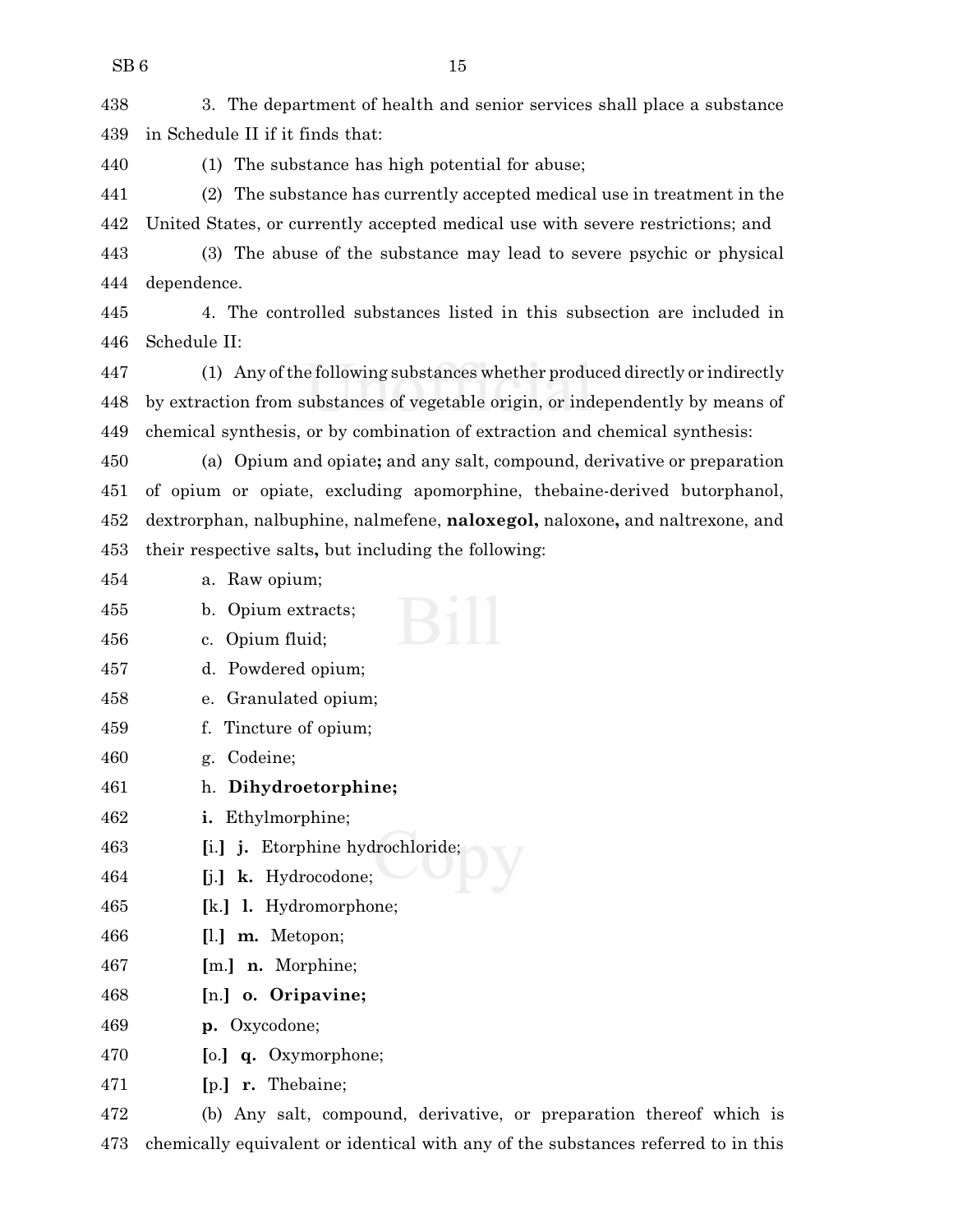438 3. The department of health and senior services shall place a substance
439 in Schedule II if it finds that:

440 (1) The substance has high potential for abuse;

441 (2) The substance has currently accepted medical use in treatment in the
442 United States, or currently accepted medical use with severe restrictions; and

443 (3) The abuse of the substance may lead to severe psychic or physical
444 dependence.

445 4. The controlled substances listed in this subsection are included in
446 Schedule II:

447 (1) Any of the following substances whether produced directly or indirectly
448 by extraction from substances of vegetable origin, or independently by means of
449 chemical synthesis, or by combination of extraction and chemical synthesis:

450 (a) Opium and opiate**;** and any salt, compound, derivative or preparation
451 of opium or opiate, excluding apomorphine, thebaine-derived butorphanol,
452 dextrorphan, nalbuphine, nalmefene, **naloxegol,** naloxone**,** and naltrexone, and
453 their respective salts**,** but including the following:

454 a. Raw opium;

455 b. Opium extracts;

456 c. Opium fluid;

457 d. Powdered opium;

458 e. Granulated opium;

459 f. Tincture of opium;

460 g. Codeine;

461 h. **Dihydroetorphine;**

462 **i.** Ethylmorphine;

463 **[**i.**]** **j.** Etorphine hydrochloride;

464 **[**j.**]** **k.** Hydrocodone;

465 **[**k.**]** **l.** Hydromorphone;

466 **[**l.**]** **m.** Metopon;

467 **[**m.**]** **n.** Morphine;

468 **[**n.**]** **o. Oripavine;**

469 **p.** Oxycodone;

470 **[**o.**]** **q.** Oxymorphone;

471 **[**p.**]** **r.** Thebaine;

472 (b) Any salt, compound, derivative, or preparation thereof which is
473 chemically equivalent or identical with any of the substances referred to in this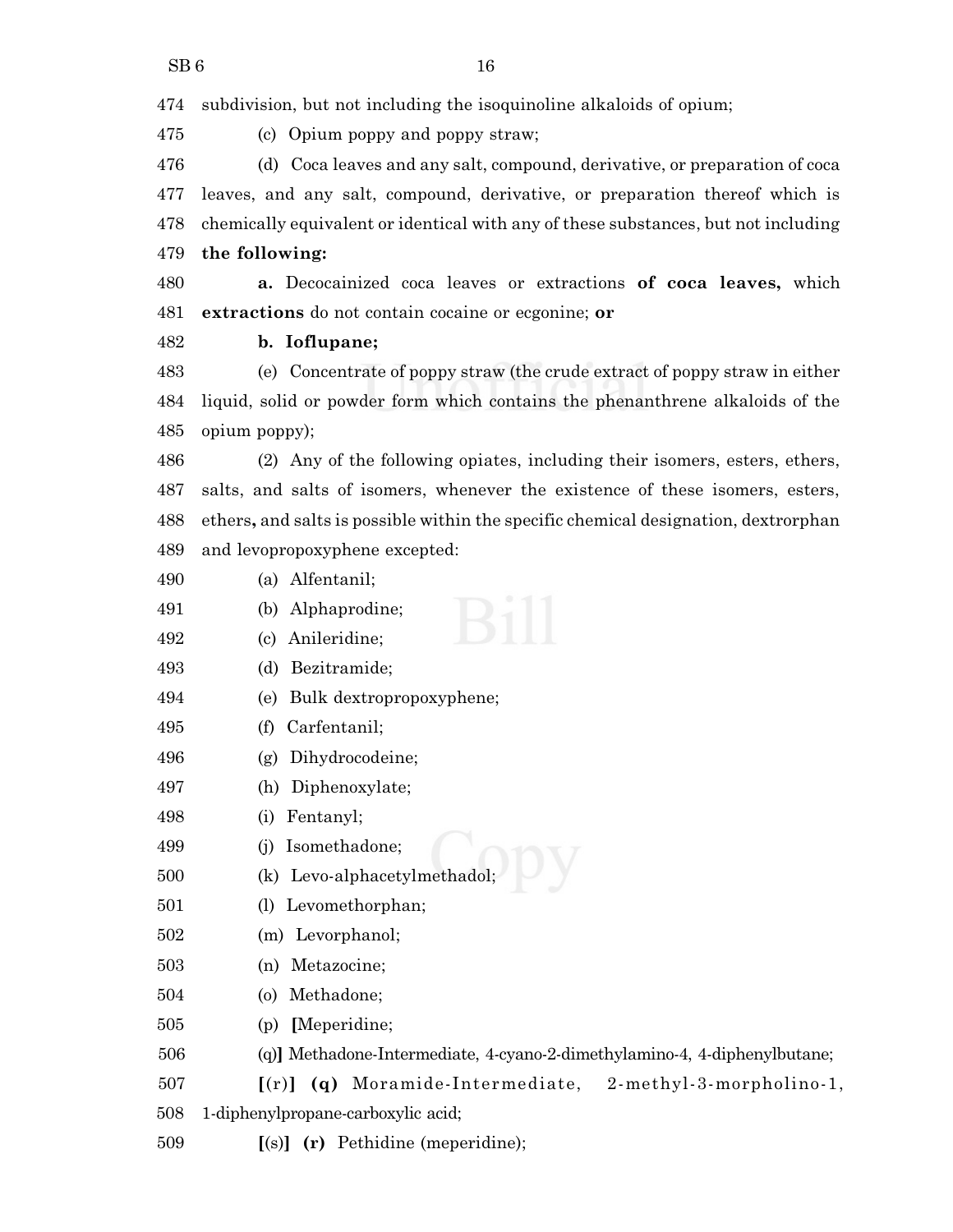474 subdivision, but not including the isoquinoline alkaloids of opium;

475 (c) Opium poppy and poppy straw;

476 (d) Coca leaves and any salt, compound, derivative, or preparation of coca

477 leaves, and any salt, compound, derivative, or preparation thereof which is

478 chemically equivalent or identical with any of these substances, but not including

479 **the following:**

480 **a.** Decocainized coca leaves or extractions **of coca leaves,** which

481 **extractions** do not contain cocaine or ecgonine; **or**

482 **b. Ioflupane;**

483 (e) Concentrate of poppy straw (the crude extract of poppy straw in either

484 liquid, solid or powder form which contains the phenanthrene alkaloids of the

485 opium poppy);

486 (2) Any of the following opiates, including their isomers, esters, ethers,

487 salts, and salts of isomers, whenever the existence of these isomers, esters,

488 ethers**,** and salts is possible within the specific chemical designation, dextrorphan

489 and levopropoxyphene excepted:

490 (a) Alfentanil;

491 (b) Alphaprodine;

492 (c) Anileridine;

493 (d) Bezitramide;

494 (e) Bulk dextropropoxyphene;

495 (f) Carfentanil;

496 (g) Dihydrocodeine;

497 (h) Diphenoxylate;

498 (i) Fentanyl;

499 (j) Isomethadone;

500 (k) Levo-alphacetylmethadol;

501 (l) Levomethorphan;

502 (m) Levorphanol;

503 (n) Metazocine;

504 (o) Methadone;

505 (p) **[**Meperidine;

506 (q)**]** Methadone-Intermediate, 4-cyano-2-dimethylamino-4, 4-diphenylbutane;

507 **[**(r)**]** **(q)** Moramide-Intermediate, 2-methyl-3-morpholino-1,

508 1-diphenylpropane-carboxylic acid;

509 **[**(s)**]** **(r)** Pethidine (meperidine);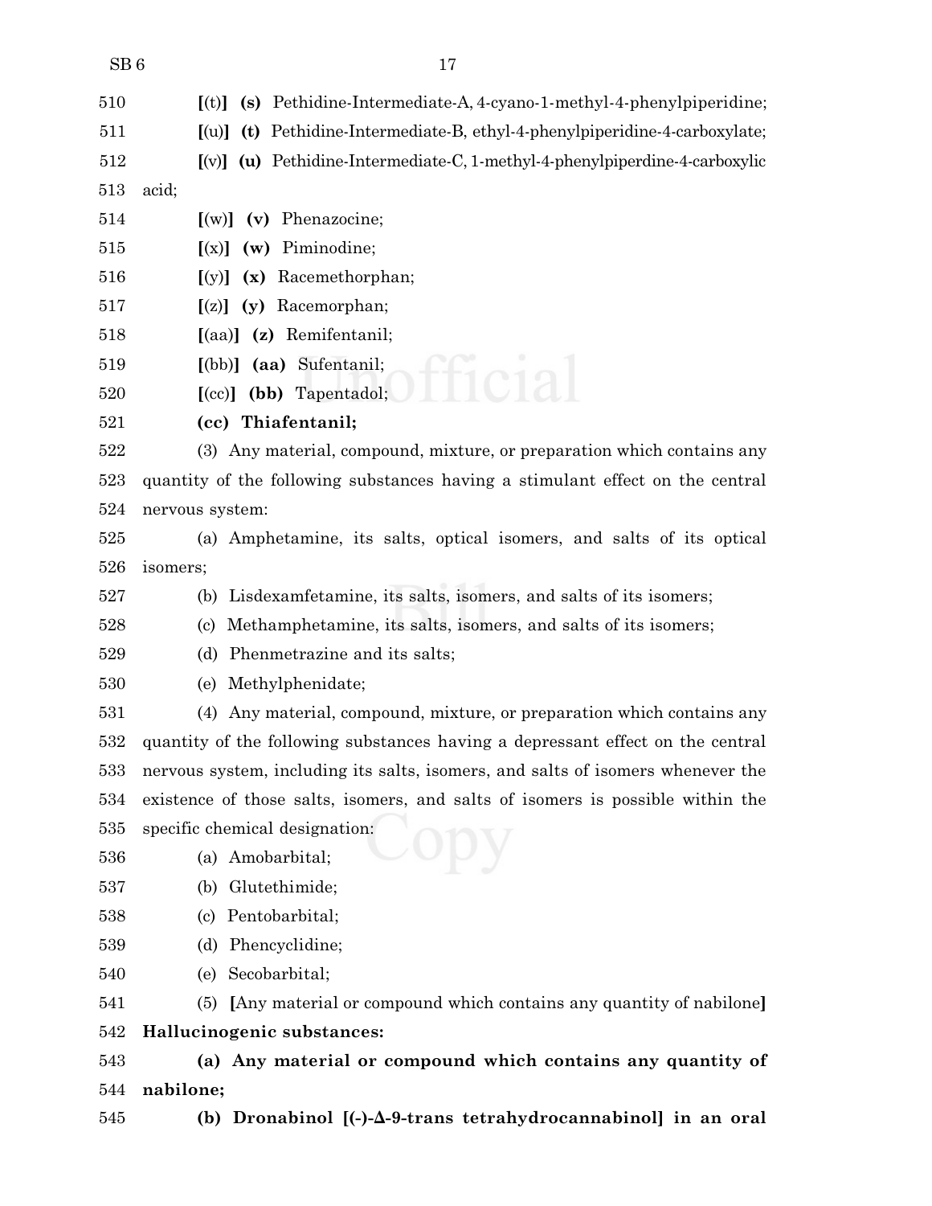510 **[**(t)**]** **(s)** Pethidine-Intermediate-A, 4-cyano-1-methyl-4-phenylpiperidine;

511 **[**(u)**]** **(t)** Pethidine-Intermediate-B, ethyl-4-phenylpiperidine-4-carboxylate;

512 **[**(v)**]** **(u)** Pethidine-Intermediate-C, 1-methyl-4-phenylpiperdine-4-carboxylic

513 acid;

514 **[**(w)**]** **(v)** Phenazocine;

515 **[**(x)**]** **(w)** Piminodine;

516 **[**(y)**]** **(x)** Racemethorphan;

517 **[**(z)**]** **(y)** Racemorphan;

518 **[**(aa)**]** **(z)** Remifentanil;

519 **[**(bb)**]** **(aa)** Sufentanil;

520 **[**(cc)**]** **(bb)** Tapentadol;

521 **(cc) Thiafentanil;**

522 (3) Any material, compound, mixture, or preparation which contains any

523 quantity of the following substances having a stimulant effect on the central

524 nervous system:

525 (a) Amphetamine, its salts, optical isomers, and salts of its optical

526 isomers;

527 (b) Lisdexamfetamine, its salts, isomers, and salts of its isomers;

528 (c) Methamphetamine, its salts, isomers, and salts of its isomers;

529 (d) Phenmetrazine and its salts;

530 (e) Methylphenidate;

531 (4) Any material, compound, mixture, or preparation which contains any

532 quantity of the following substances having a depressant effect on the central

533 nervous system, including its salts, isomers, and salts of isomers whenever the

534 existence of those salts, isomers, and salts of isomers is possible within the

535 specific chemical designation:

536 (a) Amobarbital;

537 (b) Glutethimide;

538 (c) Pentobarbital;

539 (d) Phencyclidine;

540 (e) Secobarbital;

541 (5) **[**Any material or compound which contains any quantity of nabilone**]**

542 **Hallucinogenic substances:**

543 **(a) Any material or compound which contains any quantity of**

544 **nabilone;**

545 **(b) Dronabinol [(-)-Δ-9-trans tetrahydrocannabinol] in an oral**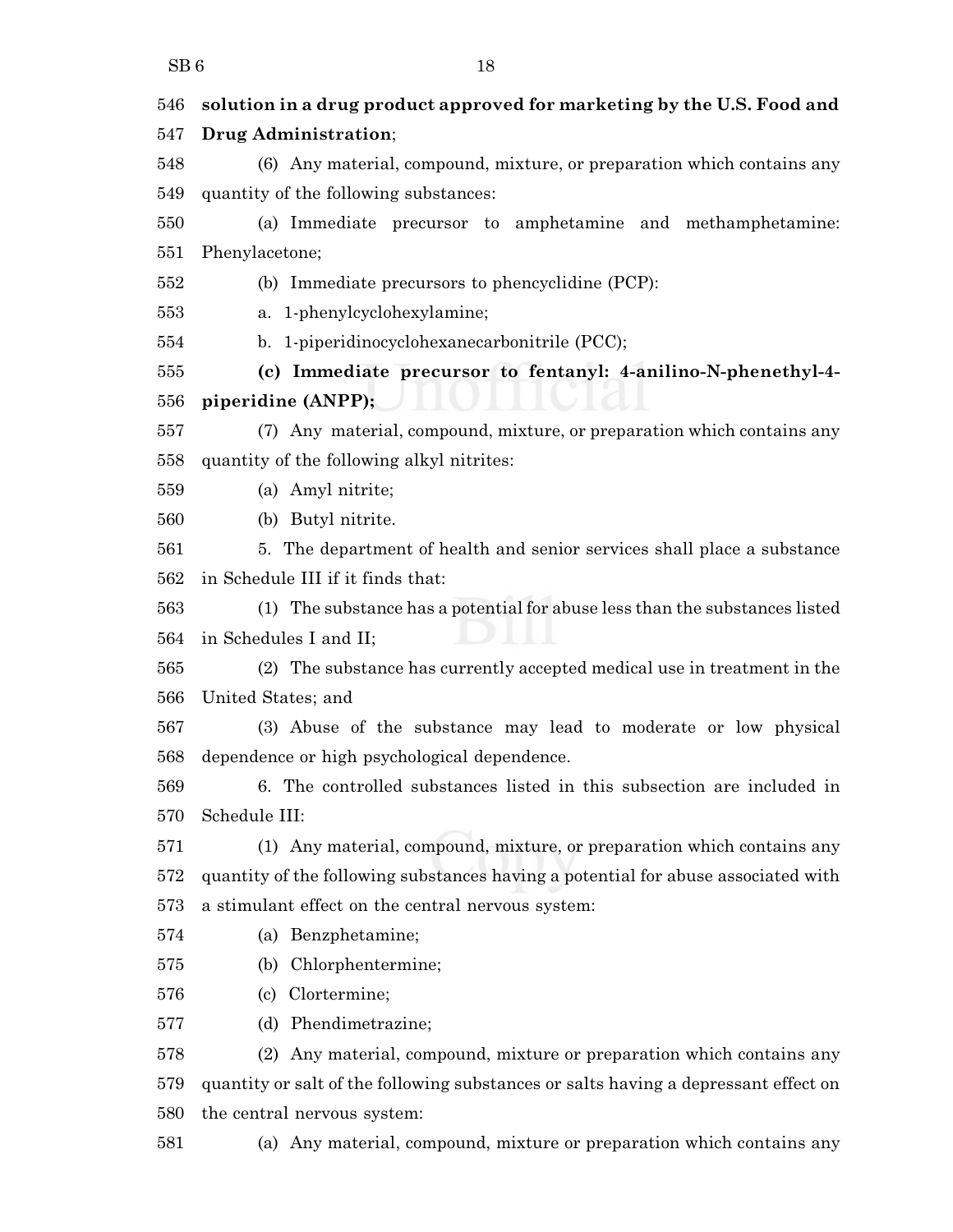**solution in a drug product approved for marketing by the U.S. Food and Drug Administration**;

(6) Any material, compound, mixture, or preparation which contains any quantity of the following substances:

(a) Immediate precursor to amphetamine and methamphetamine: Phenylacetone;

(b) Immediate precursors to phencyclidine (PCP):

a. 1-phenylcyclohexylamine;

b. 1-piperidinocyclohexanecarbonitrile (PCC);

**(c) Immediate precursor to fentanyl: 4-anilino-N-phenethyl-4-piperidine (ANPP);**

(7) Any material, compound, mixture, or preparation which contains any quantity of the following alkyl nitrites:

(a) Amyl nitrite;

(b) Butyl nitrite.

5. The department of health and senior services shall place a substance in Schedule III if it finds that:

(1) The substance has a potential for abuse less than the substances listed in Schedules I and II;

(2) The substance has currently accepted medical use in treatment in the United States; and

(3) Abuse of the substance may lead to moderate or low physical dependence or high psychological dependence.

6. The controlled substances listed in this subsection are included in Schedule III:

(1) Any material, compound, mixture, or preparation which contains any quantity of the following substances having a potential for abuse associated with a stimulant effect on the central nervous system:

(a) Benzphetamine;

(b) Chlorphentermine;

(c) Clortermine;

(d) Phendimetrazine;

(2) Any material, compound, mixture or preparation which contains any quantity or salt of the following substances or salts having a depressant effect on the central nervous system:

(a) Any material, compound, mixture or preparation which contains any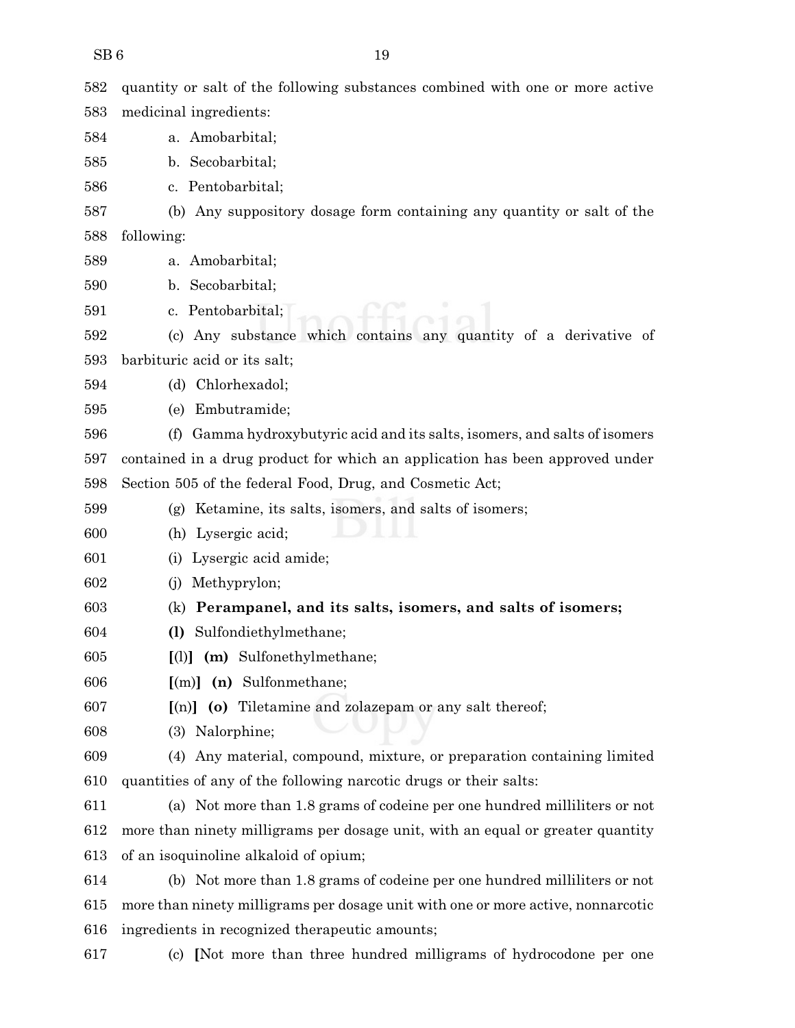582 quantity or salt of the following substances combined with one or more active
583 medicinal ingredients:

584 a. Amobarbital;

585 b. Secobarbital;

586 c. Pentobarbital;

587 (b) Any suppository dosage form containing any quantity or salt of the
588 following:

589 a. Amobarbital;

590 b. Secobarbital;

591 c. Pentobarbital;

592 (c) Any substance which contains any quantity of a derivative of
593 barbituric acid or its salt;

594 (d) Chlorhexadol;

595 (e) Embutramide;

596 (f) Gamma hydroxybutyric acid and its salts, isomers, and salts of isomers
597 contained in a drug product for which an application has been approved under
598 Section 505 of the federal Food, Drug, and Cosmetic Act;

599 (g) Ketamine, its salts, isomers, and salts of isomers;

600 (h) Lysergic acid;

601 (i) Lysergic acid amide;

602 (j) Methyprylon;

603 (k) **Perampanel, and its salts, isomers, and salts of isomers;**

604 **(l)** Sulfondiethylmethane;

605 **[**(l)**]** **(m)** Sulfonethylmethane;

606 **[**(m)**]** **(n)** Sulfonmethane;

607 **[**(n)**]** **(o)** Tiletamine and zolazepam or any salt thereof;

608 (3) Nalorphine;

609 (4) Any material, compound, mixture, or preparation containing limited
610 quantities of any of the following narcotic drugs or their salts:

611 (a) Not more than 1.8 grams of codeine per one hundred milliliters or not
612 more than ninety milligrams per dosage unit, with an equal or greater quantity
613 of an isoquinoline alkaloid of opium;

614 (b) Not more than 1.8 grams of codeine per one hundred milliliters or not
615 more than ninety milligrams per dosage unit with one or more active, nonnarcotic
616 ingredients in recognized therapeutic amounts;

617 (c) **[**Not more than three hundred milligrams of hydrocodone per one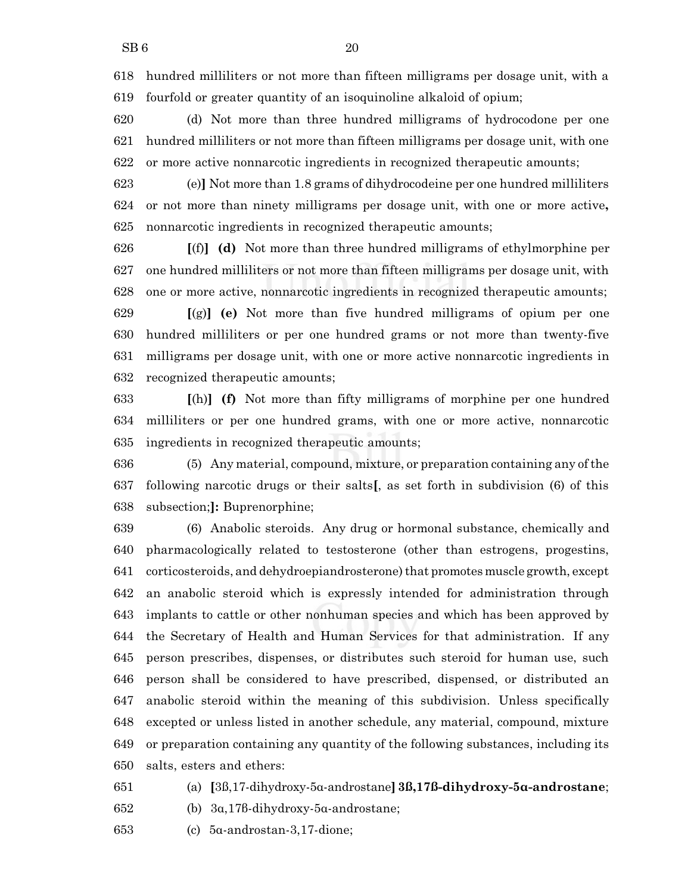618 hundred milliliters or not more than fifteen milligrams per dosage unit, with a
619 fourfold or greater quantity of an isoquinoline alkaloid of opium;

620 (d) Not more than three hundred milligrams of hydrocodone per one
621 hundred milliliters or not more than fifteen milligrams per dosage unit, with one
622 or more active nonnarcotic ingredients in recognized therapeutic amounts;

623 (e)**]** Not more than 1.8 grams of dihydrocodeine per one hundred milliliters
624 or not more than ninety milligrams per dosage unit, with one or more active**,**
625 nonnarcotic ingredients in recognized therapeutic amounts;

626 **[**(f)**]** **(d)** Not more than three hundred milligrams of ethylmorphine per
627 one hundred milliliters or not more than fifteen milligrams per dosage unit, with
628 one or more active, nonnarcotic ingredients in recognized therapeutic amounts;

629 **[**(g)**]** **(e)** Not more than five hundred milligrams of opium per one
630 hundred milliliters or per one hundred grams or not more than twenty-five
631 milligrams per dosage unit, with one or more active nonnarcotic ingredients in
632 recognized therapeutic amounts;

633 **[**(h)**]** **(f)** Not more than fifty milligrams of morphine per one hundred
634 milliliters or per one hundred grams, with one or more active, nonnarcotic
635 ingredients in recognized therapeutic amounts;

636 (5) Any material, compound, mixture, or preparation containing any of the
637 following narcotic drugs or their salts**[**, as set forth in subdivision (6) of this
638 subsection;**]:** Buprenorphine;

639 (6) Anabolic steroids. Any drug or hormonal substance, chemically and
640 pharmacologically related to testosterone (other than estrogens, progestins,
641 corticosteroids, and dehydroepiandrosterone) that promotes muscle growth, except
642 an anabolic steroid which is expressly intended for administration through
643 implants to cattle or other nonhuman species and which has been approved by
644 the Secretary of Health and Human Services for that administration. If any
645 person prescribes, dispenses, or distributes such steroid for human use, such
646 person shall be considered to have prescribed, dispensed, or distributed an
647 anabolic steroid within the meaning of this subdivision. Unless specifically
648 excepted or unless listed in another schedule, any material, compound, mixture
649 or preparation containing any quantity of the following substances, including its
650 salts, esters and ethers:

651 (a) **[**3ß,17-dihydroxy-5α-androstane**]** **3ß,17ß-dihydroxy-5α-androstane**;

652 (b) 3α,17ß-dihydroxy-5α-androstane;

653 (c) 5α-androstan-3,17-dione;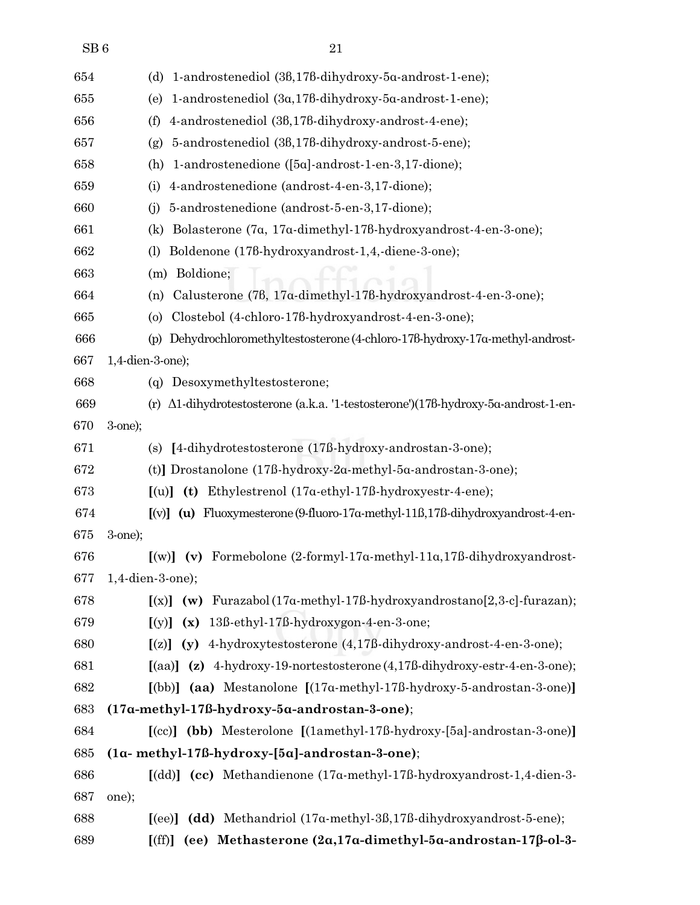654 (d) 1-androstenediol (3ß,17ß-dihydroxy-5α-androst-1-ene);

655 (e) 1-androstenediol (3α,17ß-dihydroxy-5α-androst-1-ene);

656 (f) 4-androstenediol (3ß,17ß-dihydroxy-androst-4-ene);

657 (g) 5-androstenediol (3ß,17ß-dihydroxy-androst-5-ene);

658 (h) 1-androstenedione ([5α]-androst-1-en-3,17-dione);

659 (i) 4-androstenedione (androst-4-en-3,17-dione);

660 (j) 5-androstenedione (androst-5-en-3,17-dione);

661 (k) Bolasterone (7α, 17α-dimethyl-17ß-hydroxyandrost-4-en-3-one);

662 (l) Boldenone (17ß-hydroxyandrost-1,4,-diene-3-one);

663 (m) Boldione;

664 (n) Calusterone (7ß, 17α-dimethyl-17ß-hydroxyandrost-4-en-3-one);

665 (o) Clostebol (4-chloro-17ß-hydroxyandrost-4-en-3-one);

666 (p) Dehydrochloromethyltestosterone (4-chloro-17ß-hydroxy-17α-methyl-androst-

667 1,4-dien-3-one);

668 (q) Desoxymethyltestosterone;

669 (r) Δ1-dihydrotestosterone (a.k.a. '1-testosterone')(17ß-hydroxy-5α-androst-1-en-

670 3-one);

671 (s) [4-dihydrotestosterone (17ß-hydroxy-androstan-3-one);

672 (t)] Drostanolone (17ß-hydroxy-2α-methyl-5α-androstan-3-one);

673 [(u)] **(t)** Ethylestrenol (17α-ethyl-17ß-hydroxyestr-4-ene);

674 [(v)] **(u)** Fluoxymesterone (9-fluoro-17α-methyl-11ß,17ß-dihydroxyandrost-4-en-

675 3-one);

676 [(w)] **(v)** Formebolone (2-formyl-17α-methyl-11α,17ß-dihydroxyandrost-

677 1,4-dien-3-one);

678 [(x)] **(w)** Furazabol (17α-methyl-17ß-hydroxyandrostano[2,3-c]-furazan);

679 [(y)] **(x)** 13ß-ethyl-17ß-hydroxygon-4-en-3-one;

680 [(z)] **(y)** 4-hydroxytestosterone (4,17ß-dihydroxy-androst-4-en-3-one);

681 [(aa)] **(z)** 4-hydroxy-19-nortestosterone (4,17ß-dihydroxy-estr-4-en-3-one);

682 [(bb)] **(aa)** Mestanolone [(17α-methyl-17ß-hydroxy-5-androstan-3-one)]

683 **(17α-methyl-17ß-hydroxy-5α-androstan-3-one)**;

684 [(cc)] **(bb)** Mesterolone [(1amethyl-17ß-hydroxy-[5a]-androstan-3-one)]

685 **(1α- methyl-17ß-hydroxy-[5α]-androstan-3-one)**;

686 [(dd)] **(cc)** Methandienone (17α-methyl-17ß-hydroxyandrost-1,4-dien-3-

687 one);

688 [(ee)] **(dd)** Methandriol (17α-methyl-3ß,17ß-dihydroxyandrost-5-ene);

689 [(ff)] **(ee) Methasterone (2α,17α-dimethyl-5α-androstan-17β-ol-3-**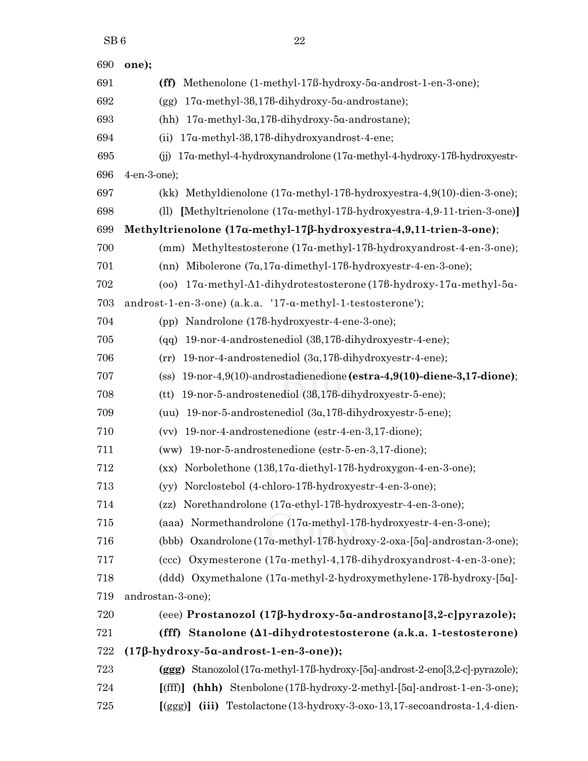**one);**

**(ff)** Methenolone (1-methyl-17ß-hydroxy-5α-androst-1-en-3-one);

(gg) 17α-methyl-3ß,17ß-dihydroxy-5α-androstane);

(hh) 17α-methyl-3α,17ß-dihydroxy-5α-androstane);

(ii) 17α-methyl-3ß,17ß-dihydroxyandrost-4-ene;

(jj) 17α-methyl-4-hydroxynandrolone (17α-methyl-4-hydroxy-17ß-hydroxyestr-4-en-3-one);

(kk) Methyldienolone (17α-methyl-17ß-hydroxyestra-4,9(10)-dien-3-one);

(ll) **[**Methyltrienolone (17α-methyl-17ß-hydroxyestra-4,9-11-trien-3-one)**]** **Methyltrienolone (17α-methyl-17β-hydroxyestra-4,9,11-trien-3-one)**;

(mm) Methyltestosterone (17α-methyl-17ß-hydroxyandrost-4-en-3-one);

(nn) Mibolerone (7α,17α-dimethyl-17ß-hydroxyestr-4-en-3-one);

(oo) 17α-methyl-Δ1-dihydrotestosterone (17ß-hydroxy-17α-methyl-5α-androst-1-en-3-one) (a.k.a. '17-α-methyl-1-testosterone');

(pp) Nandrolone (17ß-hydroxyestr-4-ene-3-one);

(qq) 19-nor-4-androstenediol (3ß,17ß-dihydroxyestr-4-ene);

(rr) 19-nor-4-androstenediol (3α,17ß-dihydroxyestr-4-ene);

(ss) 19-nor-4,9(10)-androstadienedione **(estra-4,9(10)-diene-3,17-dione)**;

(tt) 19-nor-5-androstenediol (3ß,17ß-dihydroxyestr-5-ene);

(uu) 19-nor-5-androstenediol (3α,17ß-dihydroxyestr-5-ene);

(vv) 19-nor-4-androstenedione (estr-4-en-3,17-dione);

(ww) 19-nor-5-androstenedione (estr-5-en-3,17-dione);

(xx) Norbolethone (13ß,17α-diethyl-17ß-hydroxygon-4-en-3-one);

(yy) Norclostebol (4-chloro-17ß-hydroxyestr-4-en-3-one);

(zz) Norethandrolone (17α-ethyl-17ß-hydroxyestr-4-en-3-one);

(aaa) Normethandrolone (17α-methyl-17ß-hydroxyestr-4-en-3-one);

(bbb) Oxandrolone (17α-methyl-17ß-hydroxy-2-oxa-[5α]-androstan-3-one);

(ccc) Oxymesterone (17α-methyl-4,17ß-dihydroxyandrost-4-en-3-one);

(ddd) Oxymethalone (17α-methyl-2-hydroxymethylene-17ß-hydroxy-[5α]-androstan-3-one);

(eee) **Prostanozol (17β-hydroxy-5α-androstano[3,2-c]pyrazole);**

**(fff) Stanolone (Δ1-dihydrotestosterone (a.k.a. 1-testosterone) (17β-hydroxy-5α-androst-1-en-3-one));**

**(ggg)** Stanozolol (17α-methyl-17ß-hydroxy-[5α]-androst-2-eno[3,2-c]-pyrazole);

**[**(fff)**]** **(hhh)** Stenbolone (17ß-hydroxy-2-methyl-[5α]-androst-1-en-3-one);

**[**(ggg)**]** **(iii)** Testolactone (13-hydroxy-3-oxo-13,17-secoandrosta-1,4-dien-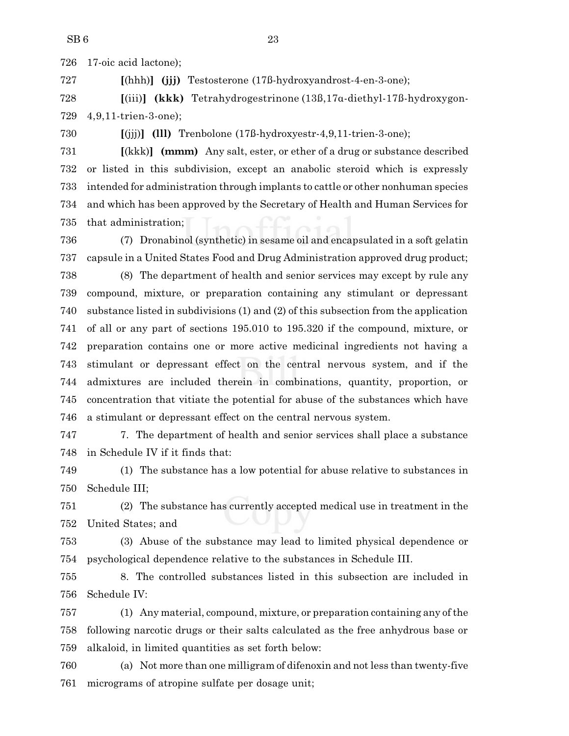726 17-oic acid lactone);

727 **[**(hhh)**]** **(jjj)** Testosterone (17ß-hydroxyandrost-4-en-3-one);

728 **[**(iii)**]** **(kkk)** Tetrahydrogestrinone (13ß,17α-diethyl-17ß-hydroxygon-
729 4,9,11-trien-3-one);

730 **[**(jjj)**]** **(lll)** Trenbolone (17ß-hydroxyestr-4,9,11-trien-3-one);

731 **[**(kkk)**]** **(mmm)** Any salt, ester, or ether of a drug or substance described
732 or listed in this subdivision, except an anabolic steroid which is expressly
733 intended for administration through implants to cattle or other nonhuman species
734 and which has been approved by the Secretary of Health and Human Services for
735 that administration;

736 (7) Dronabinol (synthetic) in sesame oil and encapsulated in a soft gelatin
737 capsule in a United States Food and Drug Administration approved drug product;

738 (8) The department of health and senior services may except by rule any
739 compound, mixture, or preparation containing any stimulant or depressant
740 substance listed in subdivisions (1) and (2) of this subsection from the application
741 of all or any part of sections 195.010 to 195.320 if the compound, mixture, or
742 preparation contains one or more active medicinal ingredients not having a
743 stimulant or depressant effect on the central nervous system, and if the
744 admixtures are included therein in combinations, quantity, proportion, or
745 concentration that vitiate the potential for abuse of the substances which have
746 a stimulant or depressant effect on the central nervous system.

747 7. The department of health and senior services shall place a substance
748 in Schedule IV if it finds that:

749 (1) The substance has a low potential for abuse relative to substances in
750 Schedule III;

751 (2) The substance has currently accepted medical use in treatment in the
752 United States; and

753 (3) Abuse of the substance may lead to limited physical dependence or
754 psychological dependence relative to the substances in Schedule III.

755 8. The controlled substances listed in this subsection are included in
756 Schedule IV:

757 (1) Any material, compound, mixture, or preparation containing any of the
758 following narcotic drugs or their salts calculated as the free anhydrous base or
759 alkaloid, in limited quantities as set forth below:

760 (a) Not more than one milligram of difenoxin and not less than twenty-five
761 micrograms of atropine sulfate per dosage unit;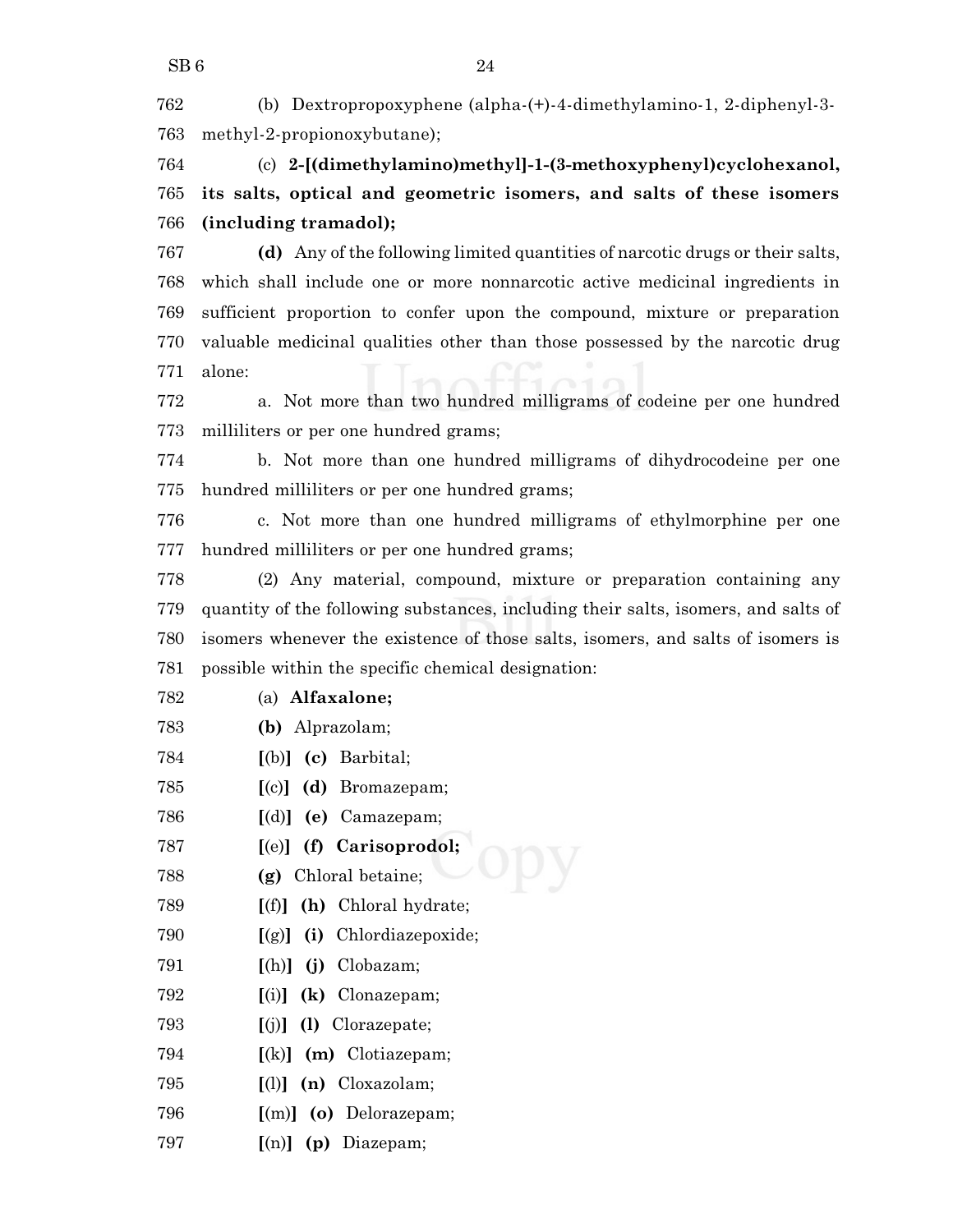762 (b) Dextropropoxyphene (alpha-(+)-4-dimethylamino-1, 2-diphenyl-3-
763 methyl-2-propionoxybutane);

764 (c) **2-[(dimethylamino)methyl]-1-(3-methoxyphenyl)cyclohexanol,**
765 **its salts, optical and geometric isomers, and salts of these isomers**
766 **(including tramadol);**

767 **(d)** Any of the following limited quantities of narcotic drugs or their salts,
768 which shall include one or more nonnarcotic active medicinal ingredients in
769 sufficient proportion to confer upon the compound, mixture or preparation
770 valuable medicinal qualities other than those possessed by the narcotic drug
771 alone:

772 a. Not more than two hundred milligrams of codeine per one hundred
773 milliliters or per one hundred grams;

774 b. Not more than one hundred milligrams of dihydrocodeine per one
775 hundred milliliters or per one hundred grams;

776 c. Not more than one hundred milligrams of ethylmorphine per one
777 hundred milliliters or per one hundred grams;

778 (2) Any material, compound, mixture or preparation containing any
779 quantity of the following substances, including their salts, isomers, and salts of
780 isomers whenever the existence of those salts, isomers, and salts of isomers is
781 possible within the specific chemical designation:

782 (a) **Alfaxalone;**

783 **(b)** Alprazolam;

784 **[**(b)**]** **(c)** Barbital;

785 **[**(c)**]** **(d)** Bromazepam;

786 **[**(d)**]** **(e)** Camazepam;

787 **[**(e)**]** **(f) Carisoprodol;**

788 **(g)** Chloral betaine;

789 **[**(f)**]** **(h)** Chloral hydrate;

790 **[**(g)**]** **(i)** Chlordiazepoxide;

791 **[**(h)**]** **(j)** Clobazam;

792 **[**(i)**]** **(k)** Clonazepam;

793 **[**(j)**]** **(l)** Clorazepate;

794 **[**(k)**]** **(m)** Clotiazepam;

795 **[**(l)**]** **(n)** Cloxazolam;

796 **[**(m)**]** **(o)** Delorazepam;

797 **[**(n)**]** **(p)** Diazepam;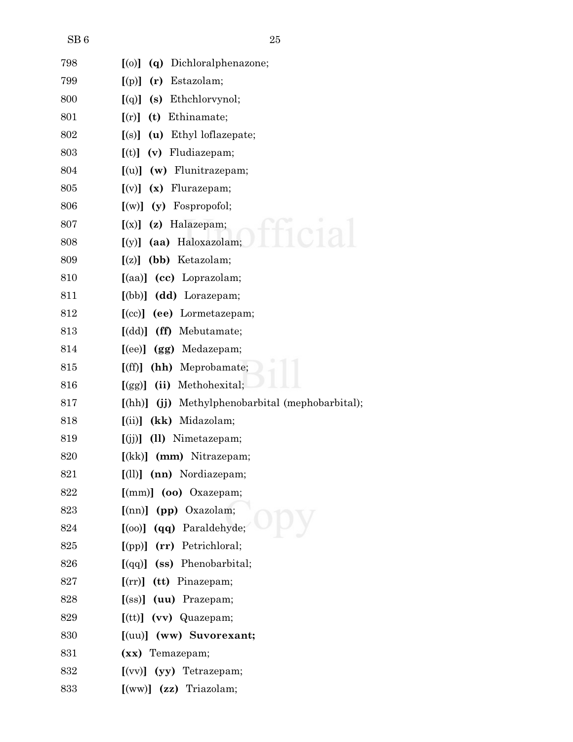798 **[**(o)**]** **(q)** Dichloralphenazone;

799 **[**(p)**]** **(r)** Estazolam;

800 **[**(q)**]** **(s)** Ethchlorvynol;

801 **[**(r)**]** **(t)** Ethinamate;

802 **[**(s)**]** **(u)** Ethyl loflazepate;

803 **[**(t)**]** **(v)** Fludiazepam;

804 **[**(u)**]** **(w)** Flunitrazepam;

805 **[**(v)**]** **(x)** Flurazepam;

806 **[**(w)**]** **(y)** Fospropofol;

807 **[**(x)**]** **(z)** Halazepam;

808 **[**(y)**]** **(aa)** Haloxazolam;

809 **[**(z)**]** **(bb)** Ketazolam;

810 **[**(aa)**]** **(cc)** Loprazolam;

811 **[**(bb)**]** **(dd)** Lorazepam;

812 **[**(cc)**]** **(ee)** Lormetazepam;

813 **[**(dd)**]** **(ff)** Mebutamate;

814 **[**(ee)**]** **(gg)** Medazepam;

815 **[**(ff)**]** **(hh)** Meprobamate;

816 **[**(gg)**]** **(ii)** Methohexital;

817 **[**(hh)**]** **(jj)** Methylphenobarbital (mephobarbital);

818 **[**(ii)**]** **(kk)** Midazolam;

819 **[**(jj)**]** **(ll)** Nimetazepam;

820 **[**(kk)**]** **(mm)** Nitrazepam;

821 **[**(ll)**]** **(nn)** Nordiazepam;

822 **[**(mm)**]** **(oo)** Oxazepam;

823 **[**(nn)**]** **(pp)** Oxazolam;

824 **[**(oo)**]** **(qq)** Paraldehyde;

825 **[**(pp)**]** **(rr)** Petrichloral;

826 **[**(qq)**]** **(ss)** Phenobarbital;

827 **[**(rr)**]** **(tt)** Pinazepam;

828 **[**(ss)**]** **(uu)** Prazepam;

829 **[**(tt)**]** **(vv)** Quazepam;

830 **[**(uu)**]** **(ww)** **Suvorexant;**

831 **(xx)** Temazepam;

832 **[**(vv)**]** **(yy)** Tetrazepam;

833 **[**(ww)**]** **(zz)** Triazolam;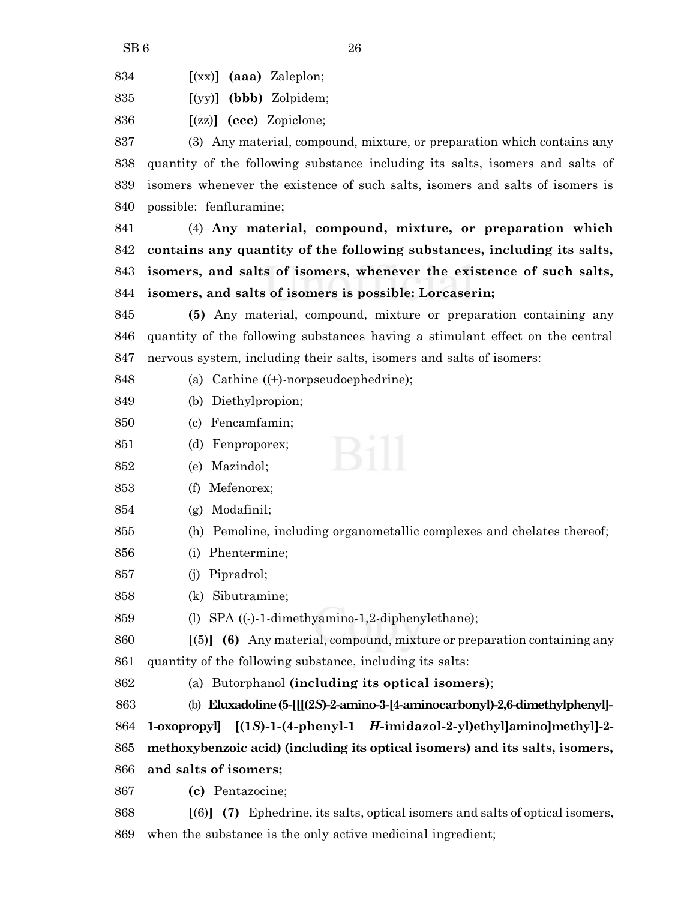834 **[**(xx)**] (aaa)** Zaleplon;

835 **[**(yy)**] (bbb)** Zolpidem;

836 **[**(zz)**] (ccc)** Zopiclone;

837 (3) Any material, compound, mixture, or preparation which contains any
838 quantity of the following substance including its salts, isomers and salts of
839 isomers whenever the existence of such salts, isomers and salts of isomers is
840 possible: fenfluramine;

841 (4) **Any material, compound, mixture, or preparation which**
842 **contains any quantity of the following substances, including its salts,**
843 **isomers, and salts of isomers, whenever the existence of such salts,**
844 **isomers, and salts of isomers is possible: Lorcaserin;**

845 **(5)** Any material, compound, mixture or preparation containing any
846 quantity of the following substances having a stimulant effect on the central
847 nervous system, including their salts, isomers and salts of isomers:

848 (a) Cathine ((+)-norpseudoephedrine);

849 (b) Diethylpropion;

850 (c) Fencamfamin;

851 (d) Fenproporex;

852 (e) Mazindol;

853 (f) Mefenorex;

854 (g) Modafinil;

855 (h) Pemoline, including organometallic complexes and chelates thereof;

856 (i) Phentermine;

857 (j) Pipradrol;

858 (k) Sibutramine;

859 (l) SPA ((-)-1-dimethyamino-1,2-diphenylethane);

860 **[**(5)**] (6)** Any material, compound, mixture or preparation containing any
861 quantity of the following substance, including its salts:

862 (a) Butorphanol **(including its optical isomers)**;

863 (b) **Eluxadoline (5-[[[(2*S*)-2-amino-3-[4-aminocarbonyl)-2,6-dimethylphenyl]-**
864 **1-oxopropyl] [(1*S*)-1-(4-phenyl-1 *H*-imidazol-2-yl)ethyl]amino]methyl]-2-**
865 **methoxybenzoic acid) (including its optical isomers) and its salts, isomers,**
866 **and salts of isomers;**

867 **(c)** Pentazocine;

868 **[**(6)**] (7)** Ephedrine, its salts, optical isomers and salts of optical isomers,
869 when the substance is the only active medicinal ingredient;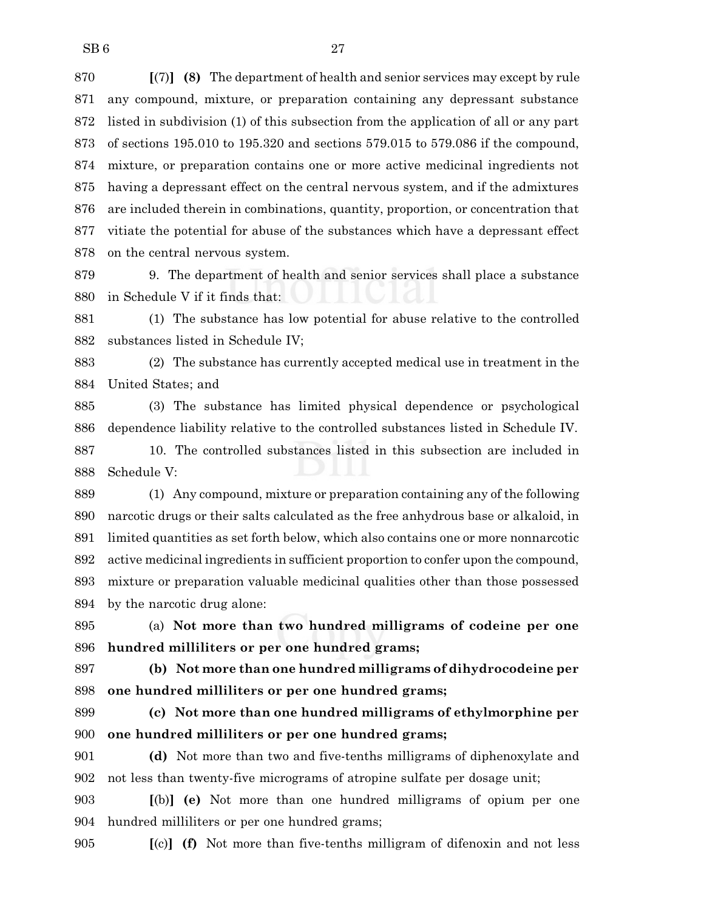[(7)] **(8)** The department of health and senior services may except by rule any compound, mixture, or preparation containing any depressant substance listed in subdivision (1) of this subsection from the application of all or any part of sections 195.010 to 195.320 and sections 579.015 to 579.086 if the compound, mixture, or preparation contains one or more active medicinal ingredients not having a depressant effect on the central nervous system, and if the admixtures are included therein in combinations, quantity, proportion, or concentration that vitiate the potential for abuse of the substances which have a depressant effect on the central nervous system.

9. The department of health and senior services shall place a substance in Schedule V if it finds that:

(1) The substance has low potential for abuse relative to the controlled substances listed in Schedule IV;

(2) The substance has currently accepted medical use in treatment in the United States; and

(3) The substance has limited physical dependence or psychological dependence liability relative to the controlled substances listed in Schedule IV.

10. The controlled substances listed in this subsection are included in Schedule V:

(1) Any compound, mixture or preparation containing any of the following narcotic drugs or their salts calculated as the free anhydrous base or alkaloid, in limited quantities as set forth below, which also contains one or more nonnarcotic active medicinal ingredients in sufficient proportion to confer upon the compound, mixture or preparation valuable medicinal qualities other than those possessed by the narcotic drug alone:

(a) **Not more than two hundred milligrams of codeine per one hundred milliliters or per one hundred grams;**

**(b) Not more than one hundred milligrams of dihydrocodeine per one hundred milliliters or per one hundred grams;**

**(c) Not more than one hundred milligrams of ethylmorphine per one hundred milliliters or per one hundred grams;**

**(d)** Not more than two and five-tenths milligrams of diphenoxylate and not less than twenty-five micrograms of atropine sulfate per dosage unit;

[(b)] **(e)** Not more than one hundred milligrams of opium per one hundred milliliters or per one hundred grams;

[(c)] **(f)** Not more than five-tenths milligram of difenoxin and not less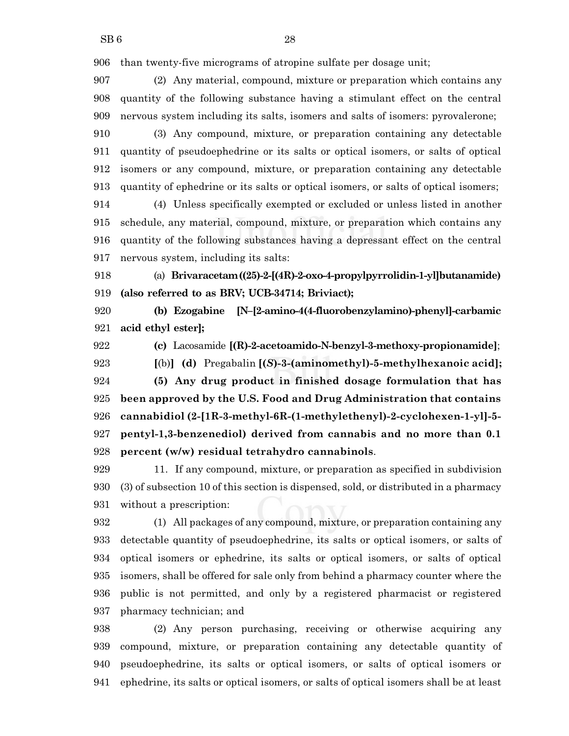than twenty-five micrograms of atropine sulfate per dosage unit;

(2) Any material, compound, mixture or preparation which contains any quantity of the following substance having a stimulant effect on the central nervous system including its salts, isomers and salts of isomers: pyrovalerone;

(3) Any compound, mixture, or preparation containing any detectable quantity of pseudoephedrine or its salts or optical isomers, or salts of optical isomers or any compound, mixture, or preparation containing any detectable quantity of ephedrine or its salts or optical isomers, or salts of optical isomers;

(4) Unless specifically exempted or excluded or unless listed in another schedule, any material, compound, mixture, or preparation which contains any quantity of the following substances having a depressant effect on the central nervous system, including its salts:

(a) **Brivaracetam ((25)-2-[(4R)-2-oxo-4-propylpyrrolidin-1-yl]butanamide) (also referred to as BRV; UCB-34714; Briviact);**

**(b) Ezogabine [N–[2-amino-4(4-fluorobenzylamino)-phenyl]-carbamic acid ethyl ester];**

**(c)** Lacosamide **[(R)-2-acetoamido-N-benzyl-3-methoxy-propionamide]**;

**[**(b)**] (d)** Pregabalin **[(*S*)-3-(aminomethyl)-5-methylhexanoic acid];**

**(5) Any drug product in finished dosage formulation that has been approved by the U.S. Food and Drug Administration that contains cannabidiol (2-[1R-3-methyl-6R-(1-methylethenyl)-2-cyclohexen-1-yl]-5-pentyl-1,3-benzenediol) derived from cannabis and no more than 0.1 percent (w/w) residual tetrahydro cannabinols**.

11. If any compound, mixture, or preparation as specified in subdivision (3) of subsection 10 of this section is dispensed, sold, or distributed in a pharmacy without a prescription:

(1) All packages of any compound, mixture, or preparation containing any detectable quantity of pseudoephedrine, its salts or optical isomers, or salts of optical isomers or ephedrine, its salts or optical isomers, or salts of optical isomers, shall be offered for sale only from behind a pharmacy counter where the public is not permitted, and only by a registered pharmacist or registered pharmacy technician; and

(2) Any person purchasing, receiving or otherwise acquiring any compound, mixture, or preparation containing any detectable quantity of pseudoephedrine, its salts or optical isomers, or salts of optical isomers or ephedrine, its salts or optical isomers, or salts of optical isomers shall be at least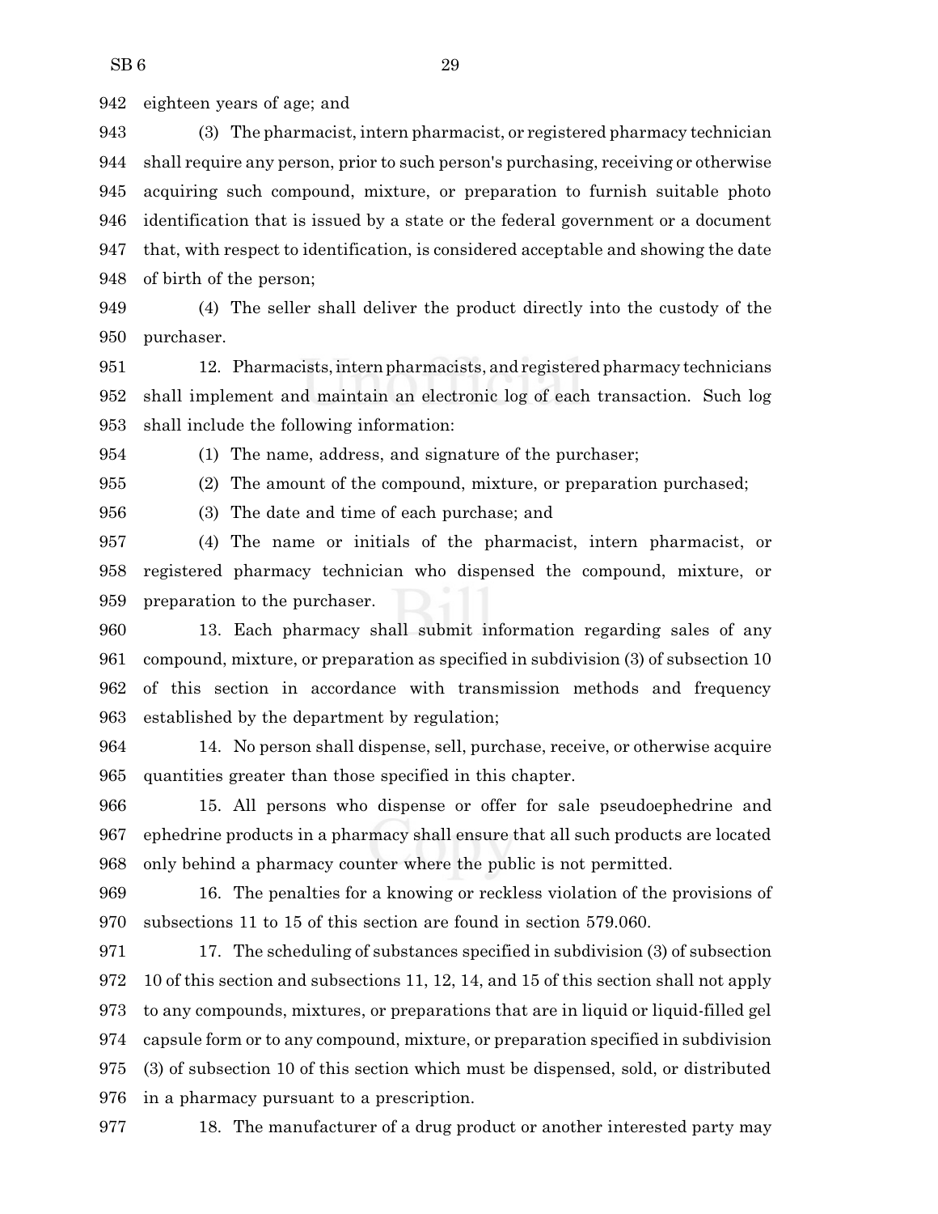eighteen years of age; and

(3) The pharmacist, intern pharmacist, or registered pharmacy technician shall require any person, prior to such person's purchasing, receiving or otherwise acquiring such compound, mixture, or preparation to furnish suitable photo identification that is issued by a state or the federal government or a document that, with respect to identification, is considered acceptable and showing the date of birth of the person;

(4) The seller shall deliver the product directly into the custody of the purchaser.

12. Pharmacists, intern pharmacists, and registered pharmacy technicians shall implement and maintain an electronic log of each transaction. Such log shall include the following information:

(1) The name, address, and signature of the purchaser;

(2) The amount of the compound, mixture, or preparation purchased;

(3) The date and time of each purchase; and

(4) The name or initials of the pharmacist, intern pharmacist, or registered pharmacy technician who dispensed the compound, mixture, or preparation to the purchaser.

13. Each pharmacy shall submit information regarding sales of any compound, mixture, or preparation as specified in subdivision (3) of subsection 10 of this section in accordance with transmission methods and frequency established by the department by regulation;

14. No person shall dispense, sell, purchase, receive, or otherwise acquire quantities greater than those specified in this chapter.

15. All persons who dispense or offer for sale pseudoephedrine and ephedrine products in a pharmacy shall ensure that all such products are located only behind a pharmacy counter where the public is not permitted.

16. The penalties for a knowing or reckless violation of the provisions of subsections 11 to 15 of this section are found in section 579.060.

17. The scheduling of substances specified in subdivision (3) of subsection 10 of this section and subsections 11, 12, 14, and 15 of this section shall not apply to any compounds, mixtures, or preparations that are in liquid or liquid-filled gel capsule form or to any compound, mixture, or preparation specified in subdivision (3) of subsection 10 of this section which must be dispensed, sold, or distributed in a pharmacy pursuant to a prescription.

18. The manufacturer of a drug product or another interested party may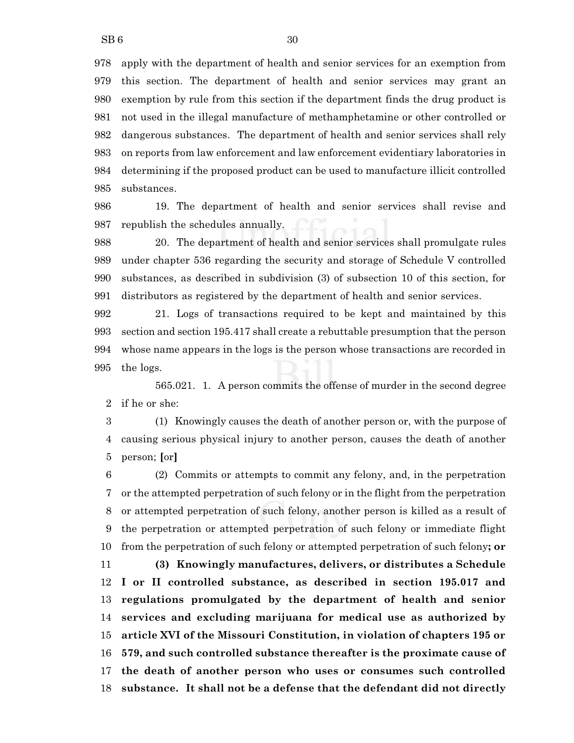apply with the department of health and senior services for an exemption from this section. The department of health and senior services may grant an exemption by rule from this section if the department finds the drug product is not used in the illegal manufacture of methamphetamine or other controlled or dangerous substances. The department of health and senior services shall rely on reports from law enforcement and law enforcement evidentiary laboratories in determining if the proposed product can be used to manufacture illicit controlled substances.

19. The department of health and senior services shall revise and republish the schedules annually.

20. The department of health and senior services shall promulgate rules under chapter 536 regarding the security and storage of Schedule V controlled substances, as described in subdivision (3) of subsection 10 of this section, for distributors as registered by the department of health and senior services.

21. Logs of transactions required to be kept and maintained by this section and section 195.417 shall create a rebuttable presumption that the person whose name appears in the logs is the person whose transactions are recorded in the logs.

565.021. 1. A person commits the offense of murder in the second degree if he or she:

(1) Knowingly causes the death of another person or, with the purpose of causing serious physical injury to another person, causes the death of another person; [or]

(2) Commits or attempts to commit any felony, and, in the perpetration or the attempted perpetration of such felony or in the flight from the perpetration or attempted perpetration of such felony, another person is killed as a result of the perpetration or attempted perpetration of such felony or immediate flight from the perpetration of such felony or attempted perpetration of such felony**; or**

**(3) Knowingly manufactures, delivers, or distributes a Schedule I or II controlled substance, as described in section 195.017 and regulations promulgated by the department of health and senior services and excluding marijuana for medical use as authorized by article XVI of the Missouri Constitution, in violation of chapters 195 or 579, and such controlled substance thereafter is the proximate cause of the death of another person who uses or consumes such controlled substance. It shall not be a defense that the defendant did not directly**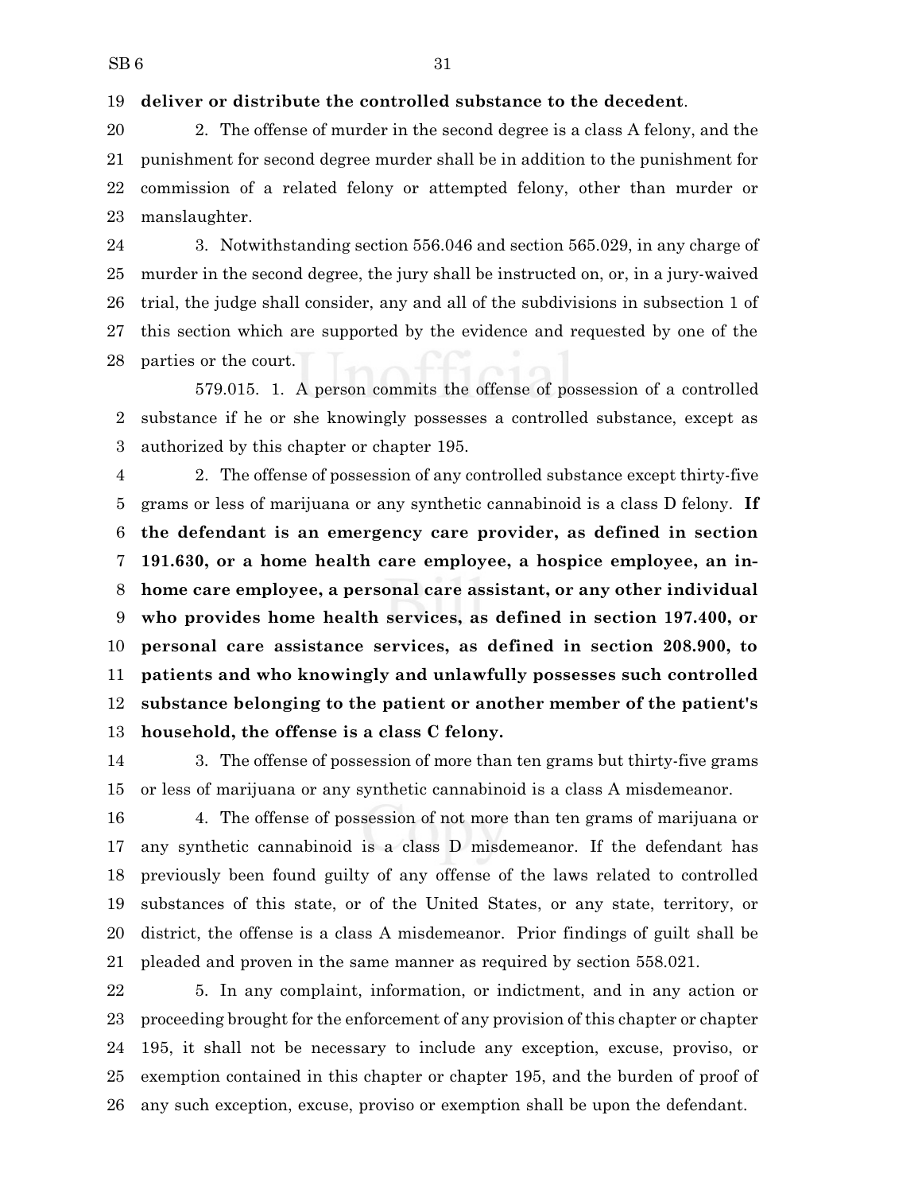**deliver or distribute the controlled substance to the decedent**.

2. The offense of murder in the second degree is a class A felony, and the punishment for second degree murder shall be in addition to the punishment for commission of a related felony or attempted felony, other than murder or manslaughter.

3. Notwithstanding section 556.046 and section 565.029, in any charge of murder in the second degree, the jury shall be instructed on, or, in a jury-waived trial, the judge shall consider, any and all of the subdivisions in subsection 1 of this section which are supported by the evidence and requested by one of the parties or the court.

579.015. 1. A person commits the offense of possession of a controlled substance if he or she knowingly possesses a controlled substance, except as authorized by this chapter or chapter 195.

2. The offense of possession of any controlled substance except thirty-five grams or less of marijuana or any synthetic cannabinoid is a class D felony. **If the defendant is an emergency care provider, as defined in section 191.630, or a home health care employee, a hospice employee, an in-home care employee, a personal care assistant, or any other individual who provides home health services, as defined in section 197.400, or personal care assistance services, as defined in section 208.900, to patients and who knowingly and unlawfully possesses such controlled substance belonging to the patient or another member of the patient's household, the offense is a class C felony.**

3. The offense of possession of more than ten grams but thirty-five grams or less of marijuana or any synthetic cannabinoid is a class A misdemeanor.

4. The offense of possession of not more than ten grams of marijuana or any synthetic cannabinoid is a class D misdemeanor. If the defendant has previously been found guilty of any offense of the laws related to controlled substances of this state, or of the United States, or any state, territory, or district, the offense is a class A misdemeanor. Prior findings of guilt shall be pleaded and proven in the same manner as required by section 558.021.

5. In any complaint, information, or indictment, and in any action or proceeding brought for the enforcement of any provision of this chapter or chapter 195, it shall not be necessary to include any exception, excuse, proviso, or exemption contained in this chapter or chapter 195, and the burden of proof of any such exception, excuse, proviso or exemption shall be upon the defendant.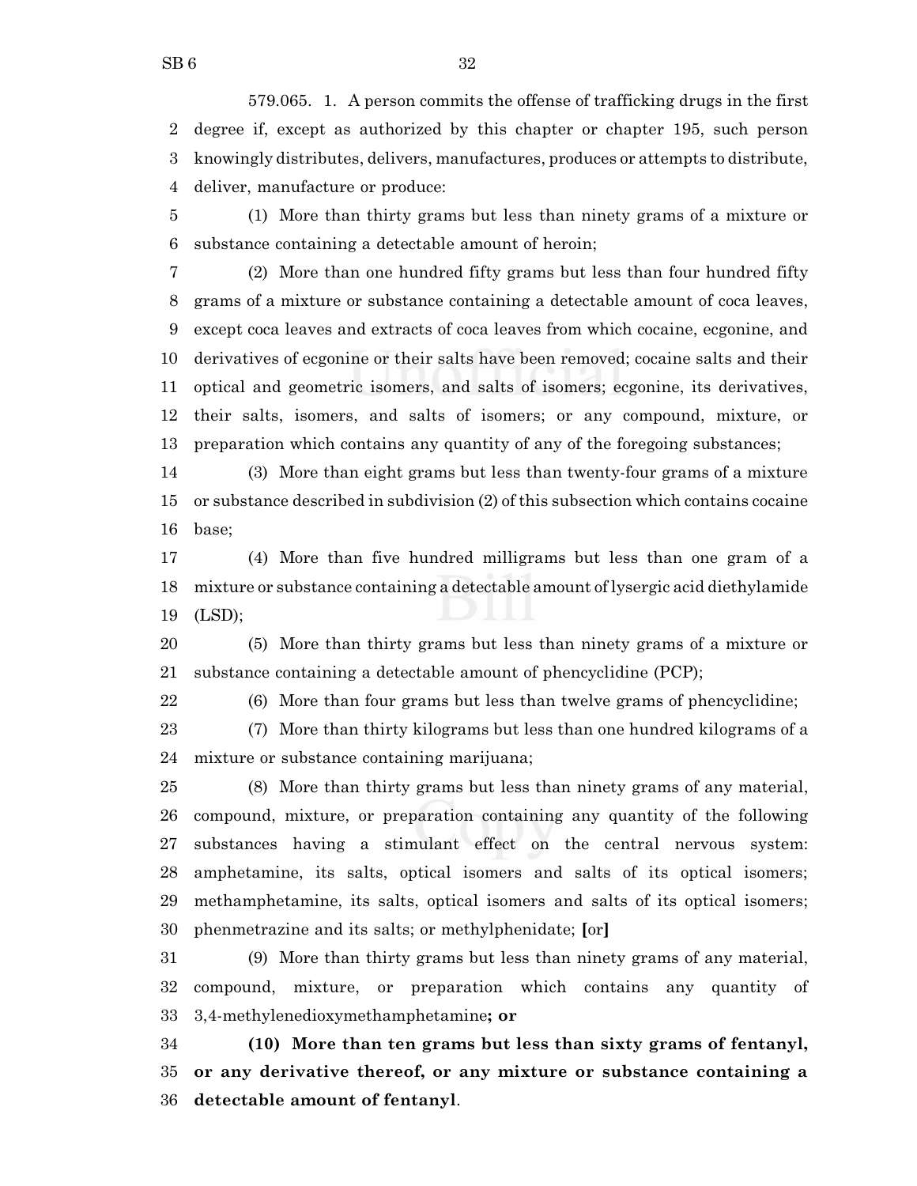579.065. 1. A person commits the offense of trafficking drugs in the first degree if, except as authorized by this chapter or chapter 195, such person knowingly distributes, delivers, manufactures, produces or attempts to distribute, deliver, manufacture or produce:

(1) More than thirty grams but less than ninety grams of a mixture or substance containing a detectable amount of heroin;

(2) More than one hundred fifty grams but less than four hundred fifty grams of a mixture or substance containing a detectable amount of coca leaves, except coca leaves and extracts of coca leaves from which cocaine, ecgonine, and derivatives of ecgonine or their salts have been removed; cocaine salts and their optical and geometric isomers, and salts of isomers; ecgonine, its derivatives, their salts, isomers, and salts of isomers; or any compound, mixture, or preparation which contains any quantity of any of the foregoing substances;

(3) More than eight grams but less than twenty-four grams of a mixture or substance described in subdivision (2) of this subsection which contains cocaine base;

(4) More than five hundred milligrams but less than one gram of a mixture or substance containing a detectable amount of lysergic acid diethylamide (LSD);

(5) More than thirty grams but less than ninety grams of a mixture or substance containing a detectable amount of phencyclidine (PCP);

(6) More than four grams but less than twelve grams of phencyclidine;

(7) More than thirty kilograms but less than one hundred kilograms of a mixture or substance containing marijuana;

(8) More than thirty grams but less than ninety grams of any material, compound, mixture, or preparation containing any quantity of the following substances having a stimulant effect on the central nervous system: amphetamine, its salts, optical isomers and salts of its optical isomers; methamphetamine, its salts, optical isomers and salts of its optical isomers; phenmetrazine and its salts; or methylphenidate; **[**or**]**

(9) More than thirty grams but less than ninety grams of any material, compound, mixture, or preparation which contains any quantity of 3,4-methylenedioxymethamphetamine**; or**

**(10) More than ten grams but less than sixty grams of fentanyl, or any derivative thereof, or any mixture or substance containing a detectable amount of fentanyl**.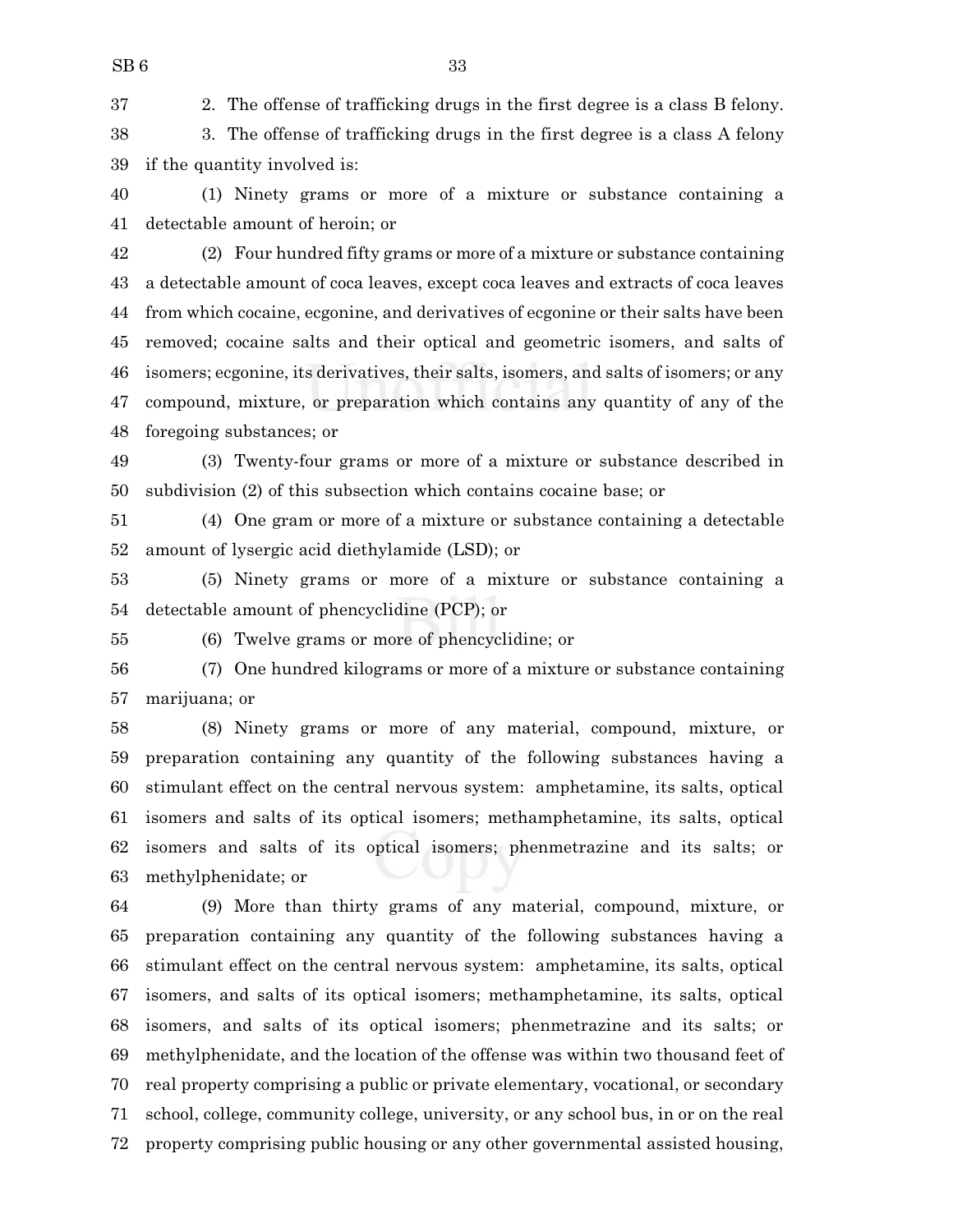2. The offense of trafficking drugs in the first degree is a class B felony.

3. The offense of trafficking drugs in the first degree is a class A felony if the quantity involved is:

(1) Ninety grams or more of a mixture or substance containing a detectable amount of heroin; or

(2) Four hundred fifty grams or more of a mixture or substance containing a detectable amount of coca leaves, except coca leaves and extracts of coca leaves from which cocaine, ecgonine, and derivatives of ecgonine or their salts have been removed; cocaine salts and their optical and geometric isomers, and salts of isomers; ecgonine, its derivatives, their salts, isomers, and salts of isomers; or any compound, mixture, or preparation which contains any quantity of any of the foregoing substances; or

(3) Twenty-four grams or more of a mixture or substance described in subdivision (2) of this subsection which contains cocaine base; or

(4) One gram or more of a mixture or substance containing a detectable amount of lysergic acid diethylamide (LSD); or

(5) Ninety grams or more of a mixture or substance containing a detectable amount of phencyclidine (PCP); or

(6) Twelve grams or more of phencyclidine; or

(7) One hundred kilograms or more of a mixture or substance containing marijuana; or

(8) Ninety grams or more of any material, compound, mixture, or preparation containing any quantity of the following substances having a stimulant effect on the central nervous system: amphetamine, its salts, optical isomers and salts of its optical isomers; methamphetamine, its salts, optical isomers and salts of its optical isomers; phenmetrazine and its salts; or methylphenidate; or

(9) More than thirty grams of any material, compound, mixture, or preparation containing any quantity of the following substances having a stimulant effect on the central nervous system: amphetamine, its salts, optical isomers, and salts of its optical isomers; methamphetamine, its salts, optical isomers, and salts of its optical isomers; phenmetrazine and its salts; or methylphenidate, and the location of the offense was within two thousand feet of real property comprising a public or private elementary, vocational, or secondary school, college, community college, university, or any school bus, in or on the real property comprising public housing or any other governmental assisted housing,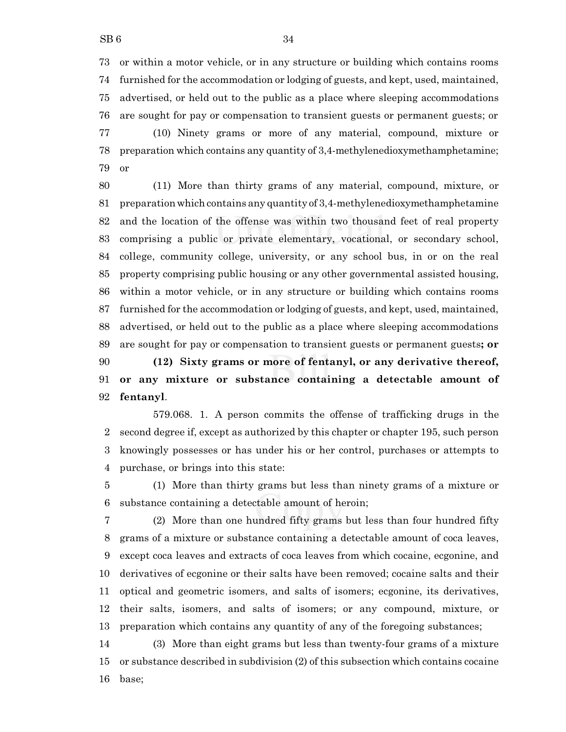or within a motor vehicle, or in any structure or building which contains rooms furnished for the accommodation or lodging of guests, and kept, used, maintained, advertised, or held out to the public as a place where sleeping accommodations are sought for pay or compensation to transient guests or permanent guests; or

(10) Ninety grams or more of any material, compound, mixture or preparation which contains any quantity of 3,4-methylenedioxymethamphetamine; or

(11) More than thirty grams of any material, compound, mixture, or preparation which contains any quantity of 3,4-methylenedioxymethamphetamine and the location of the offense was within two thousand feet of real property comprising a public or private elementary, vocational, or secondary school, college, community college, university, or any school bus, in or on the real property comprising public housing or any other governmental assisted housing, within a motor vehicle, or in any structure or building which contains rooms furnished for the accommodation or lodging of guests, and kept, used, maintained, advertised, or held out to the public as a place where sleeping accommodations are sought for pay or compensation to transient guests or permanent guests**; or**

**(12) Sixty grams or more of fentanyl, or any derivative thereof, or any mixture or substance containing a detectable amount of fentanyl**.

579.068. 1. A person commits the offense of trafficking drugs in the second degree if, except as authorized by this chapter or chapter 195, such person knowingly possesses or has under his or her control, purchases or attempts to purchase, or brings into this state:

(1) More than thirty grams but less than ninety grams of a mixture or substance containing a detectable amount of heroin;

(2) More than one hundred fifty grams but less than four hundred fifty grams of a mixture or substance containing a detectable amount of coca leaves, except coca leaves and extracts of coca leaves from which cocaine, ecgonine, and derivatives of ecgonine or their salts have been removed; cocaine salts and their optical and geometric isomers, and salts of isomers; ecgonine, its derivatives, their salts, isomers, and salts of isomers; or any compound, mixture, or preparation which contains any quantity of any of the foregoing substances;

(3) More than eight grams but less than twenty-four grams of a mixture or substance described in subdivision (2) of this subsection which contains cocaine base;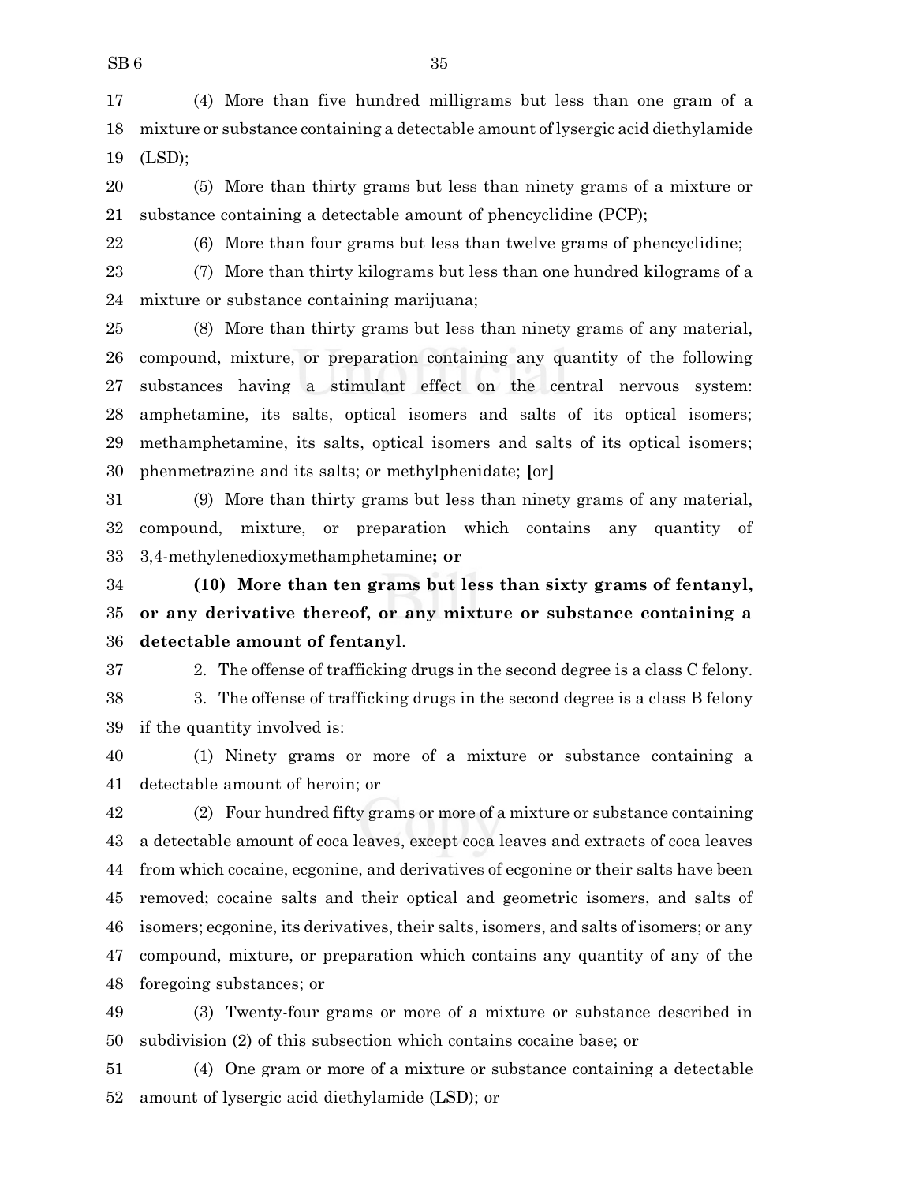(4) More than five hundred milligrams but less than one gram of a mixture or substance containing a detectable amount of lysergic acid diethylamide (LSD);

(5) More than thirty grams but less than ninety grams of a mixture or substance containing a detectable amount of phencyclidine (PCP);

(6) More than four grams but less than twelve grams of phencyclidine;

(7) More than thirty kilograms but less than one hundred kilograms of a mixture or substance containing marijuana;

(8) More than thirty grams but less than ninety grams of any material, compound, mixture, or preparation containing any quantity of the following substances having a stimulant effect on the central nervous system: amphetamine, its salts, optical isomers and salts of its optical isomers; methamphetamine, its salts, optical isomers and salts of its optical isomers; phenmetrazine and its salts; or methylphenidate; **[**or**]**

(9) More than thirty grams but less than ninety grams of any material, compound, mixture, or preparation which contains any quantity of 3,4-methylenedioxymethamphetamine**; or**

**(10) More than ten grams but less than sixty grams of fentanyl, or any derivative thereof, or any mixture or substance containing a detectable amount of fentanyl**.

2. The offense of trafficking drugs in the second degree is a class C felony.

3. The offense of trafficking drugs in the second degree is a class B felony if the quantity involved is:

(1) Ninety grams or more of a mixture or substance containing a detectable amount of heroin; or

(2) Four hundred fifty grams or more of a mixture or substance containing a detectable amount of coca leaves, except coca leaves and extracts of coca leaves from which cocaine, ecgonine, and derivatives of ecgonine or their salts have been removed; cocaine salts and their optical and geometric isomers, and salts of isomers; ecgonine, its derivatives, their salts, isomers, and salts of isomers; or any compound, mixture, or preparation which contains any quantity of any of the foregoing substances; or

(3) Twenty-four grams or more of a mixture or substance described in subdivision (2) of this subsection which contains cocaine base; or

(4) One gram or more of a mixture or substance containing a detectable amount of lysergic acid diethylamide (LSD); or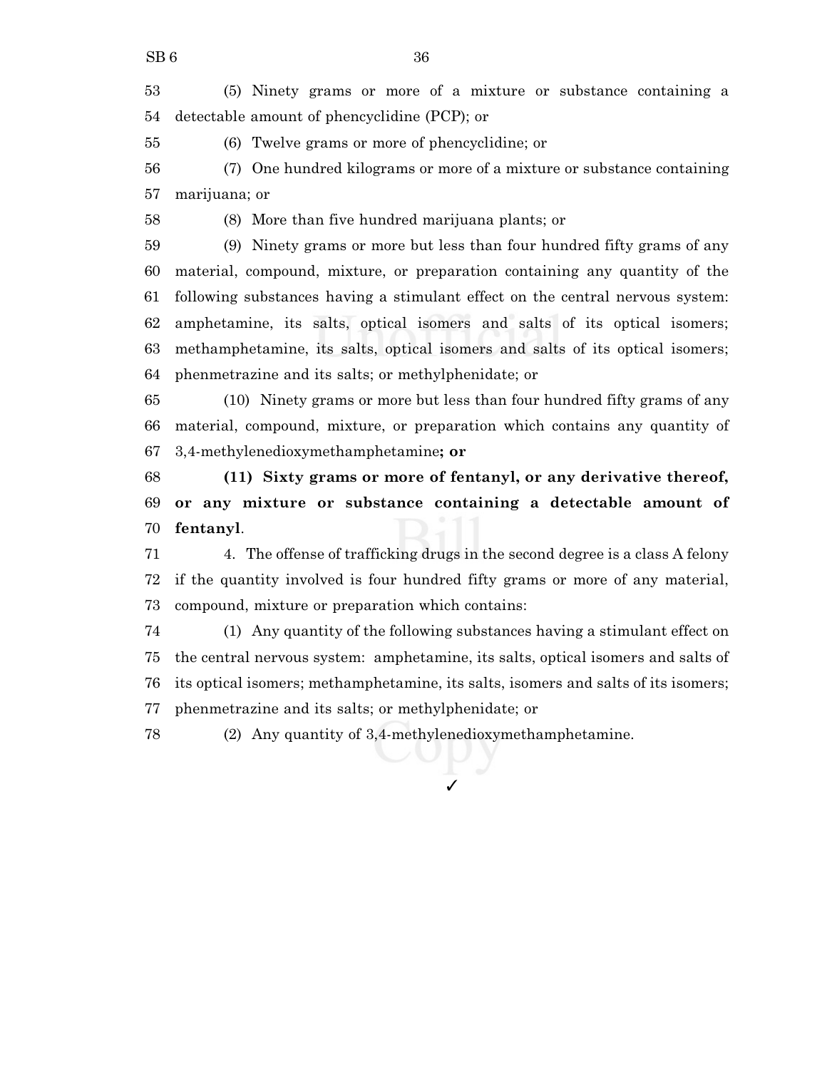(5) Ninety grams or more of a mixture or substance containing a detectable amount of phencyclidine (PCP); or

(6) Twelve grams or more of phencyclidine; or

(7) One hundred kilograms or more of a mixture or substance containing marijuana; or

(8) More than five hundred marijuana plants; or

(9) Ninety grams or more but less than four hundred fifty grams of any material, compound, mixture, or preparation containing any quantity of the following substances having a stimulant effect on the central nervous system: amphetamine, its salts, optical isomers and salts of its optical isomers; methamphetamine, its salts, optical isomers and salts of its optical isomers; phenmetrazine and its salts; or methylphenidate; or

(10) Ninety grams or more but less than four hundred fifty grams of any material, compound, mixture, or preparation which contains any quantity of 3,4-methylenedioxymethamphetamine**; or**

**(11) Sixty grams or more of fentanyl, or any derivative thereof, or any mixture or substance containing a detectable amount of fentanyl**.

4. The offense of trafficking drugs in the second degree is a class A felony if the quantity involved is four hundred fifty grams or more of any material, compound, mixture or preparation which contains:

(1) Any quantity of the following substances having a stimulant effect on the central nervous system: amphetamine, its salts, optical isomers and salts of its optical isomers; methamphetamine, its salts, isomers and salts of its isomers; phenmetrazine and its salts; or methylphenidate; or

(2) Any quantity of 3,4-methylenedioxymethamphetamine.

✓